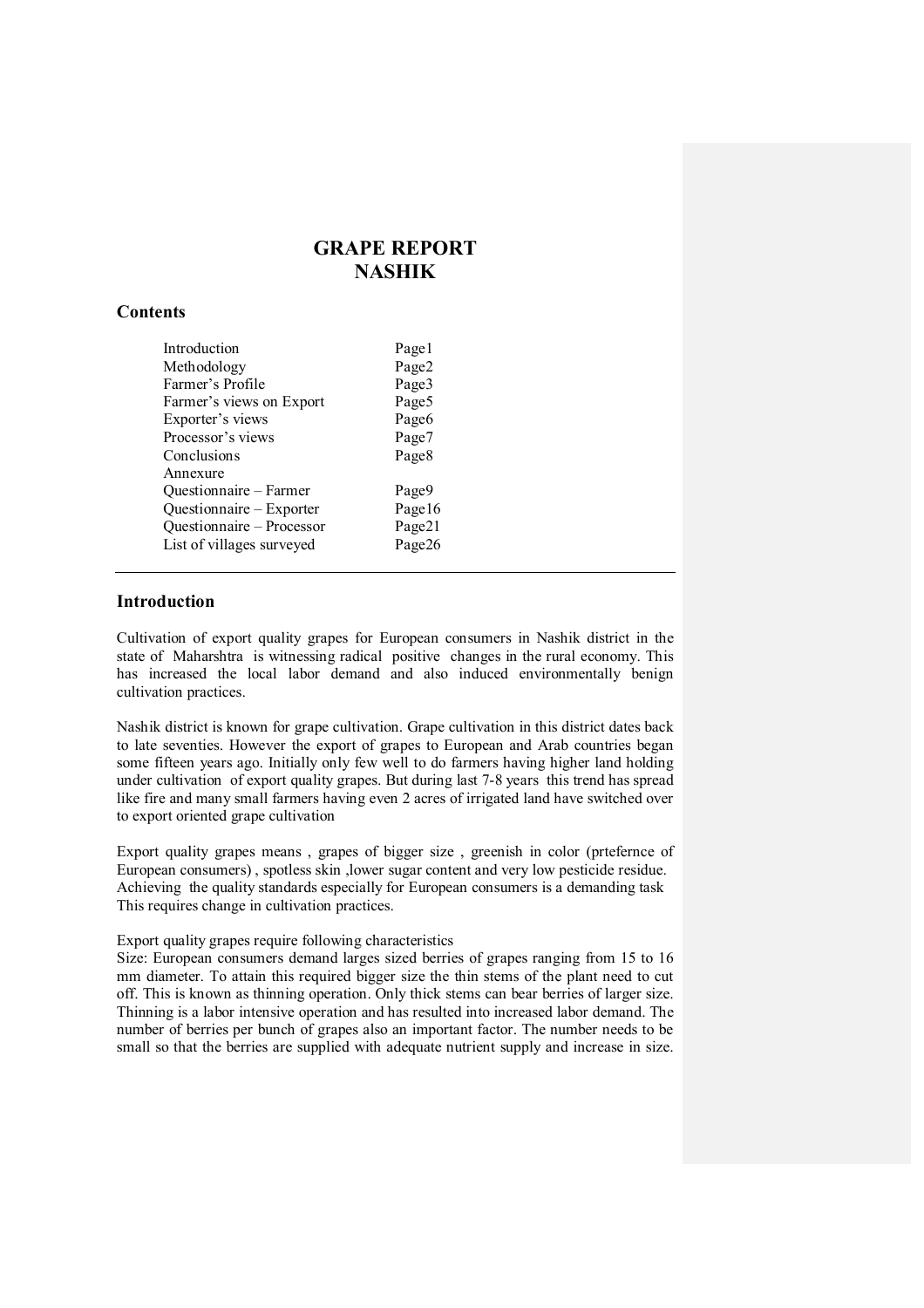# GRAPE REPORT
# NASHIK

## Contents

| | |
|---|---|
| Introduction | Page1 |
| Methodology | Page2 |
| Farmer's Profile | Page3 |
| Farmer's views on Export | Page5 |
| Exporter's views | Page6 |
| Processor's views | Page7 |
| Conclusions | Page8 |
| Annexure | |
| Questionnaire – Farmer | Page9 |
| Questionnaire – Exporter | Page16 |
| Questionnaire – Processor | Page21 |
| List of villages surveyed | Page26 |

---

## Introduction

Cultivation of export quality grapes for European consumers in Nashik district in the state of Maharshtra is witnessing radical positive changes in the rural economy. This has increased the local labor demand and also induced environmentally benign cultivation practices.

Nashik district is known for grape cultivation. Grape cultivation in this district dates back to late seventies. However the export of grapes to European and Arab countries began some fifteen years ago. Initially only few well to do farmers having higher land holding under cultivation of export quality grapes. But during last 7-8 years this trend has spread like fire and many small farmers having even 2 acres of irrigated land have switched over to export oriented grape cultivation

Export quality grapes means , grapes of bigger size , greenish in color (prtefernce of European consumers) , spotless skin ,lower sugar content and very low pesticide residue. Achieving the quality standards especially for European consumers is a demanding task This requires change in cultivation practices.

Export quality grapes require following characteristics

Size: European consumers demand larges sized berries of grapes ranging from 15 to 16 mm diameter. To attain this required bigger size the thin stems of the plant need to cut off. This is known as thinning operation. Only thick stems can bear berries of larger size. Thinning is a labor intensive operation and has resulted into increased labor demand. The number of berries per bunch of grapes also an important factor. The number needs to be small so that the berries are supplied with adequate nutrient supply and increase in size.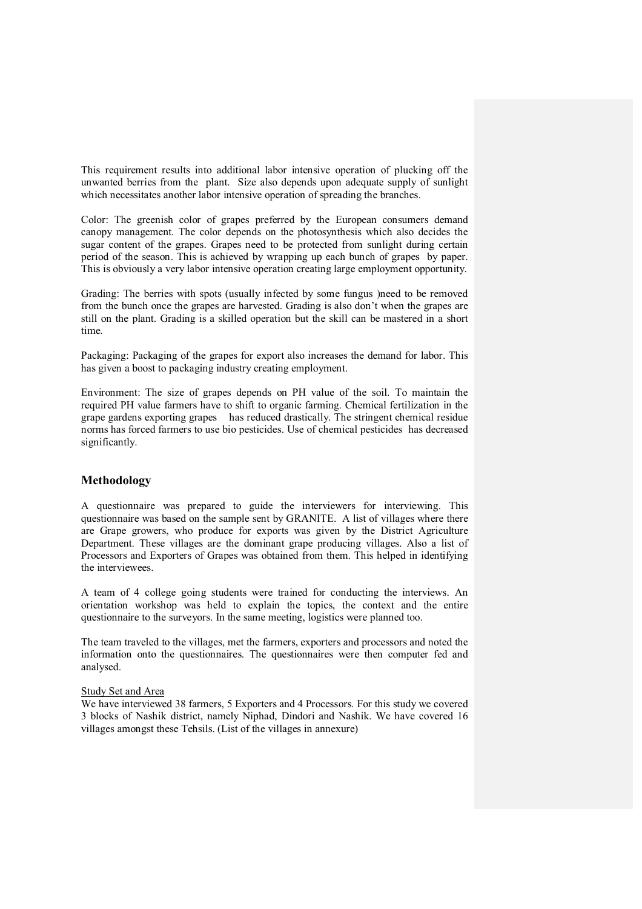This requirement results into additional labor intensive operation of plucking off the unwanted berries from the plant. Size also depends upon adequate supply of sunlight which necessitates another labor intensive operation of spreading the branches.

Color: The greenish color of grapes preferred by the European consumers demand canopy management. The color depends on the photosynthesis which also decides the sugar content of the grapes. Grapes need to be protected from sunlight during certain period of the season. This is achieved by wrapping up each bunch of grapes by paper. This is obviously a very labor intensive operation creating large employment opportunity.

Grading: The berries with spots (usually infected by some fungus )need to be removed from the bunch once the grapes are harvested. Grading is also don't when the grapes are still on the plant. Grading is a skilled operation but the skill can be mastered in a short time.

Packaging: Packaging of the grapes for export also increases the demand for labor. This has given a boost to packaging industry creating employment.

Environment: The size of grapes depends on PH value of the soil. To maintain the required PH value farmers have to shift to organic farming. Chemical fertilization in the grape gardens exporting grapes has reduced drastically. The stringent chemical residue norms has forced farmers to use bio pesticides. Use of chemical pesticides has decreased significantly.

## Methodology

A questionnaire was prepared to guide the interviewers for interviewing. This questionnaire was based on the sample sent by GRANITE. A list of villages where there are Grape growers, who produce for exports was given by the District Agriculture Department. These villages are the dominant grape producing villages. Also a list of Processors and Exporters of Grapes was obtained from them. This helped in identifying the interviewees.

A team of 4 college going students were trained for conducting the interviews. An orientation workshop was held to explain the topics, the context and the entire questionnaire to the surveyors. In the same meeting, logistics were planned too.

The team traveled to the villages, met the farmers, exporters and processors and noted the information onto the questionnaires. The questionnaires were then computer fed and analysed.

Study Set and Area

We have interviewed 38 farmers, 5 Exporters and 4 Processors. For this study we covered 3 blocks of Nashik district, namely Niphad, Dindori and Nashik. We have covered 16 villages amongst these Tehsils. (List of the villages in annexure)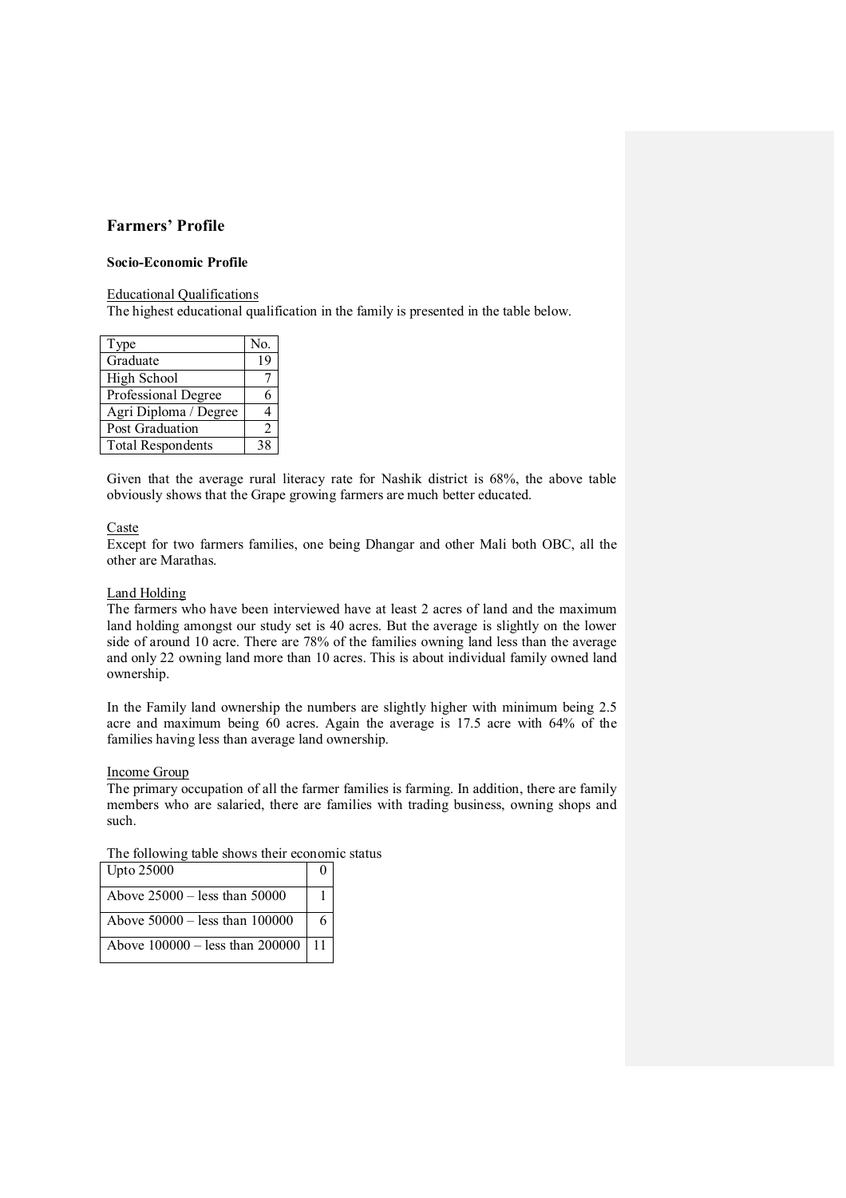## Farmers' Profile

### Socio-Economic Profile

Educational Qualifications

The highest educational qualification in the family is presented in the table below.

| Type | No. |
|---|---|
| Graduate | 19 |
| High School | 7 |
| Professional Degree | 6 |
| Agri Diploma / Degree | 4 |
| Post Graduation | 2 |
| Total Respondents | 38 |

Given that the average rural literacy rate for Nashik district is 68%, the above table obviously shows that the Grape growing farmers are much better educated.

Caste

Except for two farmers families, one being Dhangar and other Mali both OBC, all the other are Marathas.

Land Holding

The farmers who have been interviewed have at least 2 acres of land and the maximum land holding amongst our study set is 40 acres. But the average is slightly on the lower side of around 10 acre. There are 78% of the families owning land less than the average and only 22 owning land more than 10 acres. This is about individual family owned land ownership.

In the Family land ownership the numbers are slightly higher with minimum being 2.5 acre and maximum being 60 acres. Again the average is 17.5 acre with 64% of the families having less than average land ownership.

Income Group

The primary occupation of all the farmer families is farming. In addition, there are family members who are salaried, there are families with trading business, owning shops and such.

The following table shows their economic status

| Upto 25000 | 0 |
|---|---|
| Above 25000 – less than 50000 | 1 |
| Above 50000 – less than 100000 | 6 |
| Above 100000 – less than 200000 | 11 |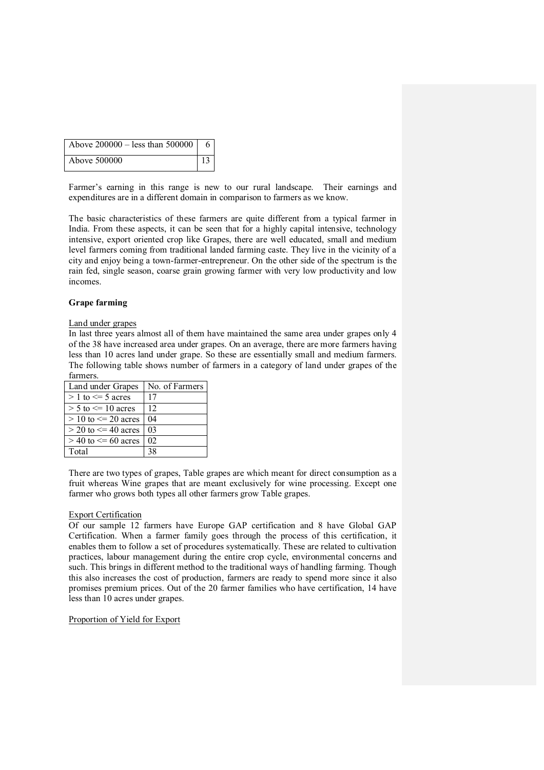| Above 200000 – less than 500000 | 6 |
|---|---|
| Above 500000 | 13 |

Farmer's earning in this range is new to our rural landscape. Their earnings and expenditures are in a different domain in comparison to farmers as we know.

The basic characteristics of these farmers are quite different from a typical farmer in India. From these aspects, it can be seen that for a highly capital intensive, technology intensive, export oriented crop like Grapes, there are well educated, small and medium level farmers coming from traditional landed farming caste. They live in the vicinity of a city and enjoy being a town-farmer-entrepreneur. On the other side of the spectrum is the rain fed, single season, coarse grain growing farmer with very low productivity and low incomes.

**Grape farming**

Land under grapes

In last three years almost all of them have maintained the same area under grapes only 4 of the 38 have increased area under grapes. On an average, there are more farmers having less than 10 acres land under grape. So these are essentially small and medium farmers. The following table shows number of farmers in a category of land under grapes of the farmers.

| Land under Grapes | No. of Farmers |
|---|---|
| > 1 to <= 5 acres | 17 |
| > 5 to <= 10 acres | 12 |
| > 10 to <= 20 acres | 04 |
| > 20 to <= 40 acres | 03 |
| > 40 to <= 60 acres | 02 |
| Total | 38 |

There are two types of grapes, Table grapes are which meant for direct consumption as a fruit whereas Wine grapes that are meant exclusively for wine processing. Except one farmer who grows both types all other farmers grow Table grapes.

Export Certification

Of our sample 12 farmers have Europe GAP certification and 8 have Global GAP Certification. When a farmer family goes through the process of this certification, it enables them to follow a set of procedures systematically. These are related to cultivation practices, labour management during the entire crop cycle, environmental concerns and such. This brings in different method to the traditional ways of handling farming. Though this also increases the cost of production, farmers are ready to spend more since it also promises premium prices. Out of the 20 farmer families who have certification, 14 have less than 10 acres under grapes.

Proportion of Yield for Export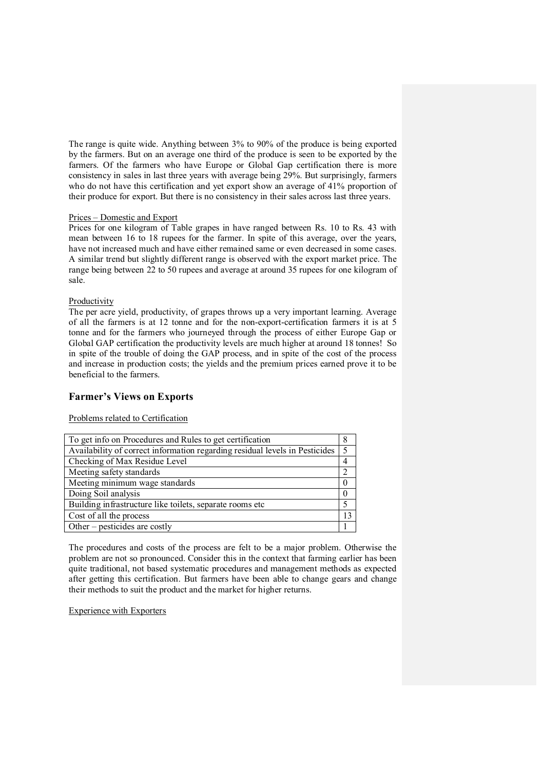The range is quite wide. Anything between 3% to 90% of the produce is being exported by the farmers. But on an average one third of the produce is seen to be exported by the farmers. Of the farmers who have Europe or Global Gap certification there is more consistency in sales in last three years with average being 29%. But surprisingly, farmers who do not have this certification and yet export show an average of 41% proportion of their produce for export. But there is no consistency in their sales across last three years.

Prices – Domestic and Export

Prices for one kilogram of Table grapes in have ranged between Rs. 10 to Rs. 43 with mean between 16 to 18 rupees for the farmer. In spite of this average, over the years, have not increased much and have either remained same or even decreased in some cases. A similar trend but slightly different range is observed with the export market price. The range being between 22 to 50 rupees and average at around 35 rupees for one kilogram of sale.

Productivity

The per acre yield, productivity, of grapes throws up a very important learning. Average of all the farmers is at 12 tonne and for the non-export-certification farmers it is at 5 tonne and for the farmers who journeyed through the process of either Europe Gap or Global GAP certification the productivity levels are much higher at around 18 tonnes! So in spite of the trouble of doing the GAP process, and in spite of the cost of the process and increase in production costs; the yields and the premium prices earned prove it to be beneficial to the farmers.

## Farmer's Views on Exports

Problems related to Certification

| | |
|---|---|
| To get info on Procedures and Rules to get certification | 8 |
| Availability of correct information regarding residual levels in Pesticides | 5 |
| Checking of Max Residue Level | 4 |
| Meeting safety standards | 2 |
| Meeting minimum wage standards | 0 |
| Doing Soil analysis | 0 |
| Building infrastructure like toilets, separate rooms etc | 5 |
| Cost of all the process | 13 |
| Other – pesticides are costly | 1 |

The procedures and costs of the process are felt to be a major problem. Otherwise the problem are not so pronounced. Consider this in the context that farming earlier has been quite traditional, not based systematic procedures and management methods as expected after getting this certification. But farmers have been able to change gears and change their methods to suit the product and the market for higher returns.

Experience with Exporters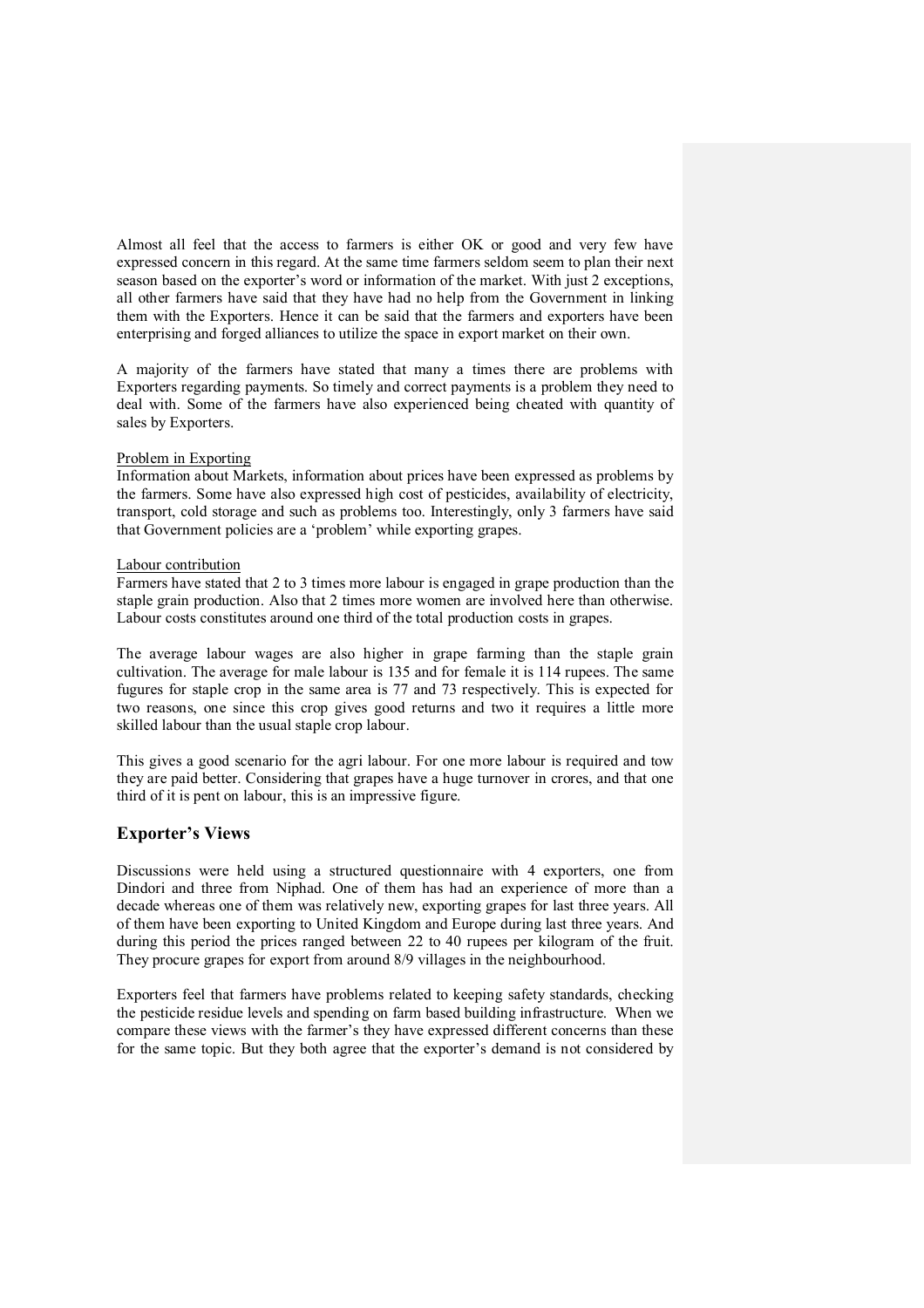Almost all feel that the access to farmers is either OK or good and very few have expressed concern in this regard. At the same time farmers seldom seem to plan their next season based on the exporter's word or information of the market. With just 2 exceptions, all other farmers have said that they have had no help from the Government in linking them with the Exporters. Hence it can be said that the farmers and exporters have been enterprising and forged alliances to utilize the space in export market on their own.

A majority of the farmers have stated that many a times there are problems with Exporters regarding payments. So timely and correct payments is a problem they need to deal with. Some of the farmers have also experienced being cheated with quantity of sales by Exporters.

<u>Problem in Exporting</u>

Information about Markets, information about prices have been expressed as problems by the farmers. Some have also expressed high cost of pesticides, availability of electricity, transport, cold storage and such as problems too. Interestingly, only 3 farmers have said that Government policies are a 'problem' while exporting grapes.

<u>Labour contribution</u>

Farmers have stated that 2 to 3 times more labour is engaged in grape production than the staple grain production. Also that 2 times more women are involved here than otherwise. Labour costs constitutes around one third of the total production costs in grapes.

The average labour wages are also higher in grape farming than the staple grain cultivation. The average for male labour is 135 and for female it is 114 rupees. The same fugures for staple crop in the same area is 77 and 73 respectively. This is expected for two reasons, one since this crop gives good returns and two it requires a little more skilled labour than the usual staple crop labour.

This gives a good scenario for the agri labour. For one more labour is required and tow they are paid better. Considering that grapes have a huge turnover in crores, and that one third of it is pent on labour, this is an impressive figure.

## Exporter's Views

Discussions were held using a structured questionnaire with 4 exporters, one from Dindori and three from Niphad. One of them has had an experience of more than a decade whereas one of them was relatively new, exporting grapes for last three years. All of them have been exporting to United Kingdom and Europe during last three years. And during this period the prices ranged between 22 to 40 rupees per kilogram of the fruit. They procure grapes for export from around 8/9 villages in the neighbourhood.

Exporters feel that farmers have problems related to keeping safety standards, checking the pesticide residue levels and spending on farm based building infrastructure. When we compare these views with the farmer's they have expressed different concerns than these for the same topic. But they both agree that the exporter's demand is not considered by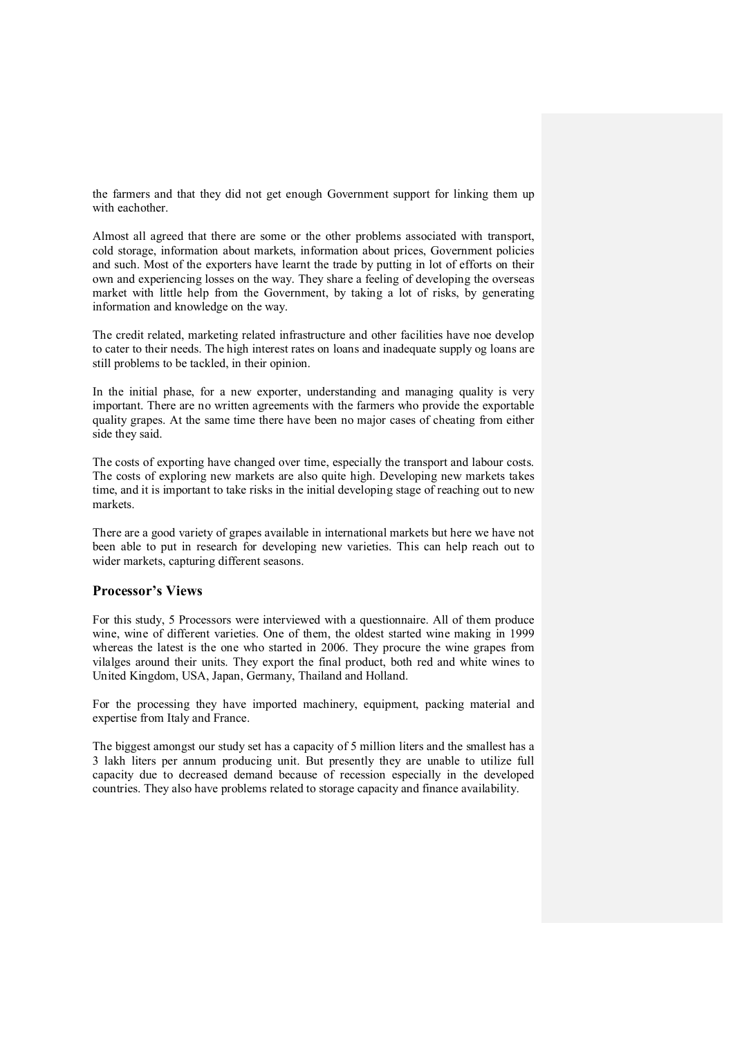the farmers and that they did not get enough Government support for linking them up with eachother.

Almost all agreed that there are some or the other problems associated with transport, cold storage, information about markets, information about prices, Government policies and such. Most of the exporters have learnt the trade by putting in lot of efforts on their own and experiencing losses on the way. They share a feeling of developing the overseas market with little help from the Government, by taking a lot of risks, by generating information and knowledge on the way.

The credit related, marketing related infrastructure and other facilities have noe develop to cater to their needs. The high interest rates on loans and inadequate supply og loans are still problems to be tackled, in their opinion.

In the initial phase, for a new exporter, understanding and managing quality is very important. There are no written agreements with the farmers who provide the exportable quality grapes. At the same time there have been no major cases of cheating from either side they said.

The costs of exporting have changed over time, especially the transport and labour costs. The costs of exploring new markets are also quite high. Developing new markets takes time, and it is important to take risks in the initial developing stage of reaching out to new markets.

There are a good variety of grapes available in international markets but here we have not been able to put in research for developing new varieties. This can help reach out to wider markets, capturing different seasons.

## Processor's Views

For this study, 5 Processors were interviewed with a questionnaire. All of them produce wine, wine of different varieties. One of them, the oldest started wine making in 1999 whereas the latest is the one who started in 2006. They procure the wine grapes from vilalges around their units. They export the final product, both red and white wines to United Kingdom, USA, Japan, Germany, Thailand and Holland.

For the processing they have imported machinery, equipment, packing material and expertise from Italy and France.

The biggest amongst our study set has a capacity of 5 million liters and the smallest has a 3 lakh liters per annum producing unit. But presently they are unable to utilize full capacity due to decreased demand because of recession especially in the developed countries. They also have problems related to storage capacity and finance availability.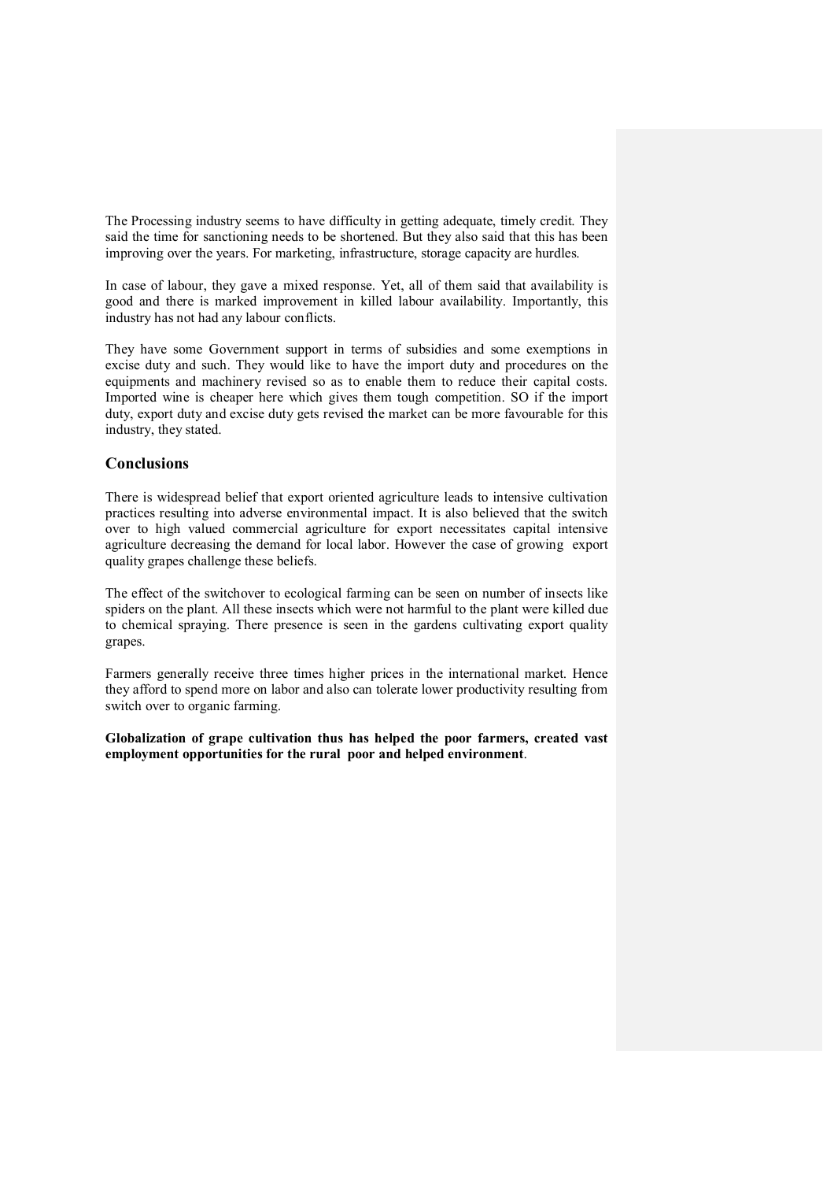The Processing industry seems to have difficulty in getting adequate, timely credit. They said the time for sanctioning needs to be shortened. But they also said that this has been improving over the years. For marketing, infrastructure, storage capacity are hurdles.

In case of labour, they gave a mixed response. Yet, all of them said that availability is good and there is marked improvement in killed labour availability. Importantly, this industry has not had any labour conflicts.

They have some Government support in terms of subsidies and some exemptions in excise duty and such. They would like to have the import duty and procedures on the equipments and machinery revised so as to enable them to reduce their capital costs. Imported wine is cheaper here which gives them tough competition. SO if the import duty, export duty and excise duty gets revised the market can be more favourable for this industry, they stated.

## Conclusions

There is widespread belief that export oriented agriculture leads to intensive cultivation practices resulting into adverse environmental impact. It is also believed that the switch over to high valued commercial agriculture for export necessitates capital intensive agriculture decreasing the demand for local labor. However the case of growing export quality grapes challenge these beliefs.

The effect of the switchover to ecological farming can be seen on number of insects like spiders on the plant. All these insects which were not harmful to the plant were killed due to chemical spraying. There presence is seen in the gardens cultivating export quality grapes.

Farmers generally receive three times higher prices in the international market. Hence they afford to spend more on labor and also can tolerate lower productivity resulting from switch over to organic farming.

**Globalization of grape cultivation thus has helped the poor farmers, created vast employment opportunities for the rural poor and helped environment**.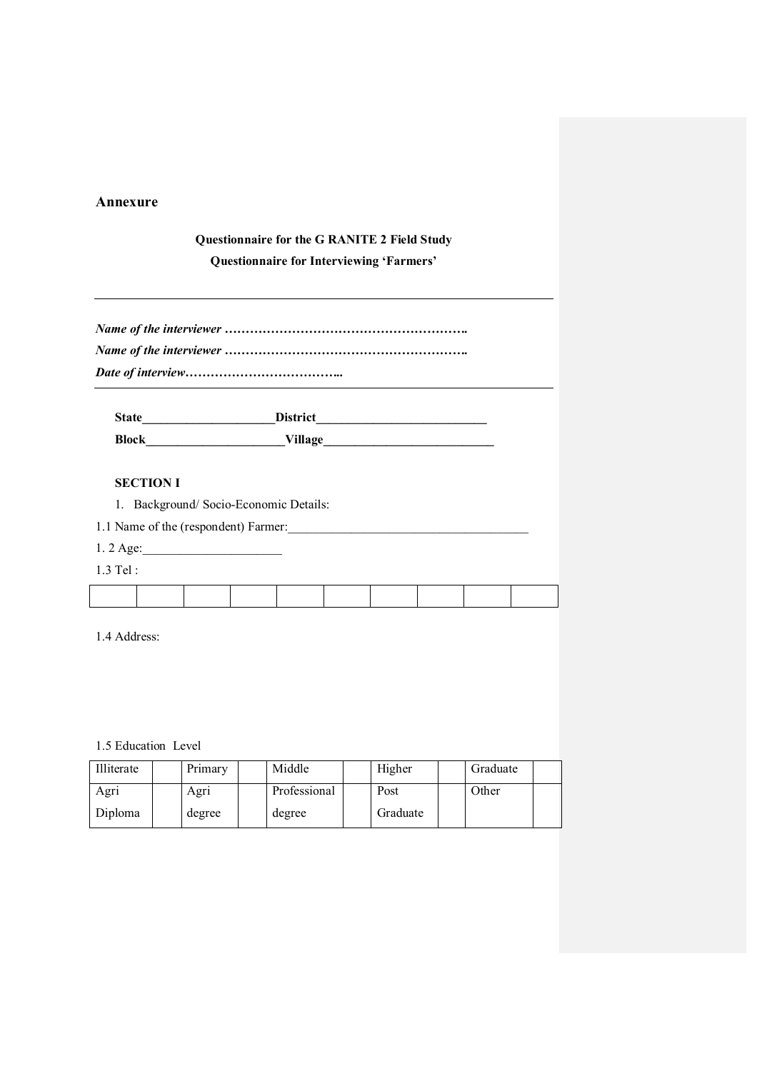## Annexure

**Questionnaire for the G RANITE 2 Field Study**

**Questionnaire for Interviewing 'Farmers'**

---

***Name of the interviewer ………………………………………………….***

***Name of the interviewer ………………………………………………….***

***Date of interview……………………………...***

---

**State____________________District__________________________**

**Block_____________________Village__________________________**

**SECTION I**

1. Background/ Socio-Economic Details:

1.1 Name of the (respondent) Farmer:_____________________________________

1. 2 Age:_____________________

1.3 Tel :

| | | | | | | | | | |
|---|---|---|---|---|---|---|---|---|---|
| | | | | | | | | | |

1.4 Address:

1.5 Education Level

| Illiterate | | Primary | | Middle | | Higher | | Graduate | |
|---|---|---|---|---|---|---|---|---|---|
| Agri Diploma | | Agri degree | | Professional degree | | Post Graduate | | Other | |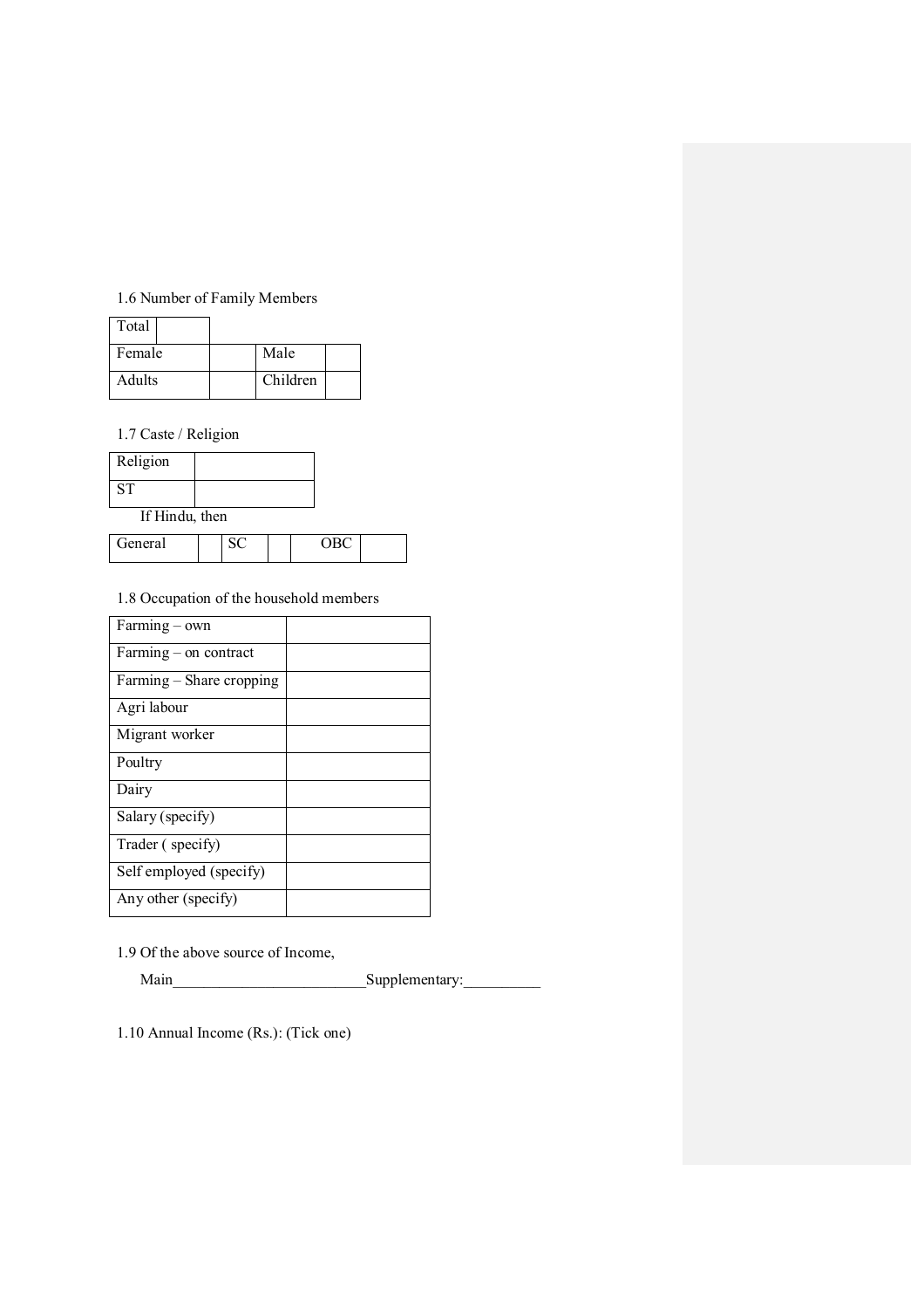1.6 Number of Family Members

| Total | |
|---|---|

| Female | | Male | |
|---|---|---|---|
| Adults | | Children | |

1.7 Caste / Religion

| Religion | |
|---|---|
| ST | |

If Hindu, then

| General | | SC | | OBC | |
|---|---|---|---|---|---|

1.8 Occupation of the household members

| Farming – own | |
|---|---|
| Farming – on contract | |
| Farming – Share cropping | |
| Agri labour | |
| Migrant worker | |
| Poultry | |
| Dairy | |
| Salary (specify) | |
| Trader ( specify) | |
| Self employed (specify) | |
| Any other (specify) | |

1.9 Of the above source of Income,

Main________________________Supplementary:__________

1.10 Annual Income (Rs.): (Tick one)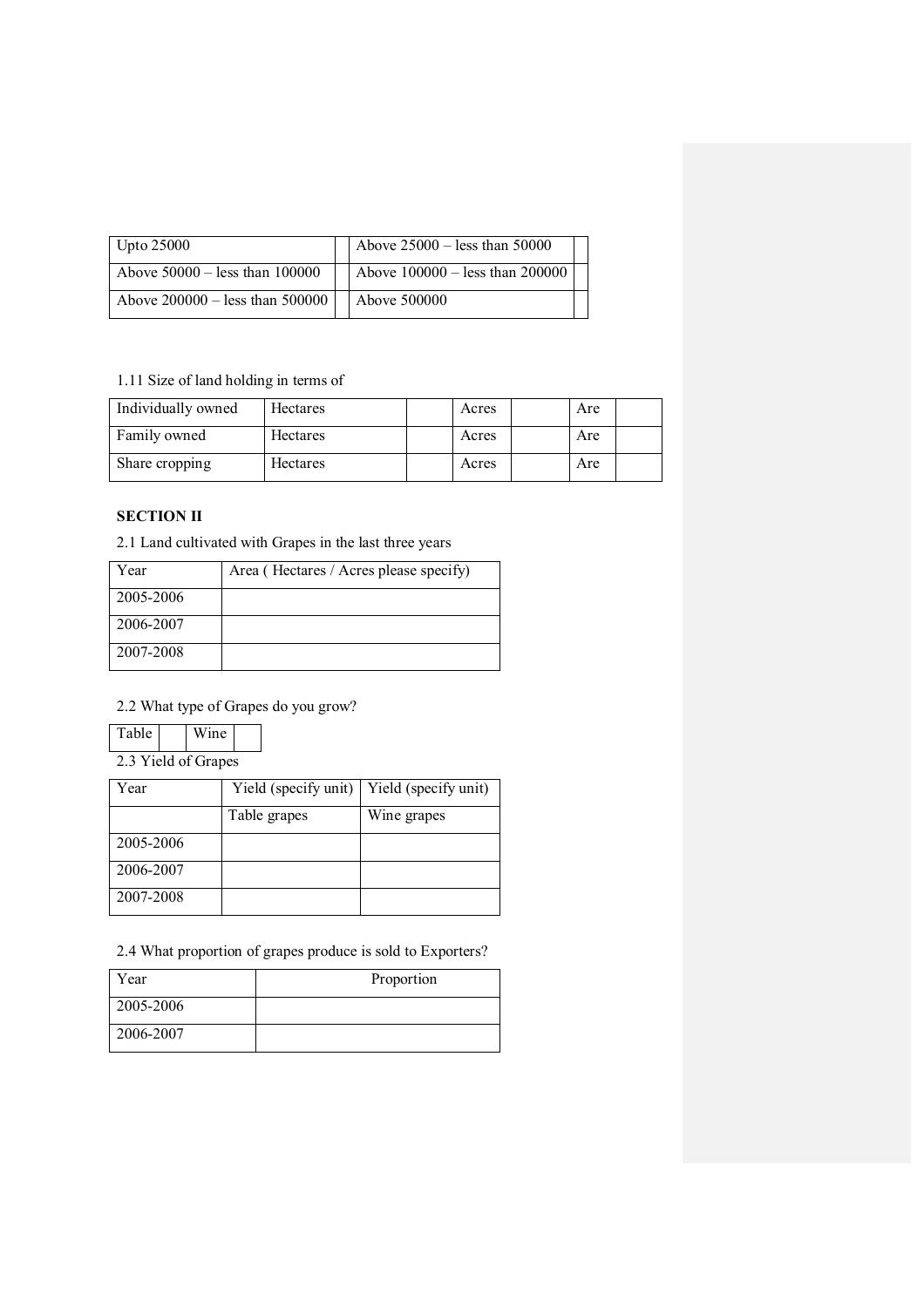| Upto 25000 | | Above 25000 – less than 50000 | |
|---|---|---|---|
| Above 50000 – less than 100000 | | Above 100000 – less than 200000 | |
| Above 200000 – less than 500000 | | Above 500000 | |

1.11 Size of land holding in terms of

| Individually owned | Hectares | | Acres | | Are | |
|---|---|---|---|---|---|---|
| Family owned | Hectares | | Acres | | Are | |
| Share cropping | Hectares | | Acres | | Are | |

**SECTION II**

2.1 Land cultivated with Grapes in the last three years

| Year | Area ( Hectares / Acres please specify) |
|---|---|
| 2005-2006 | |
| 2006-2007 | |
| 2007-2008 | |

2.2 What type of Grapes do you grow?

| Table | | Wine | |
|---|---|---|---|

2.3 Yield of Grapes

| Year | Yield (specify unit) | Yield (specify unit) |
|---|---|---|
| | Table grapes | Wine grapes |
| 2005-2006 | | |
| 2006-2007 | | |
| 2007-2008 | | |

2.4 What proportion of grapes produce is sold to Exporters?

| Year | Proportion |
|---|---|
| 2005-2006 | |
| 2006-2007 | |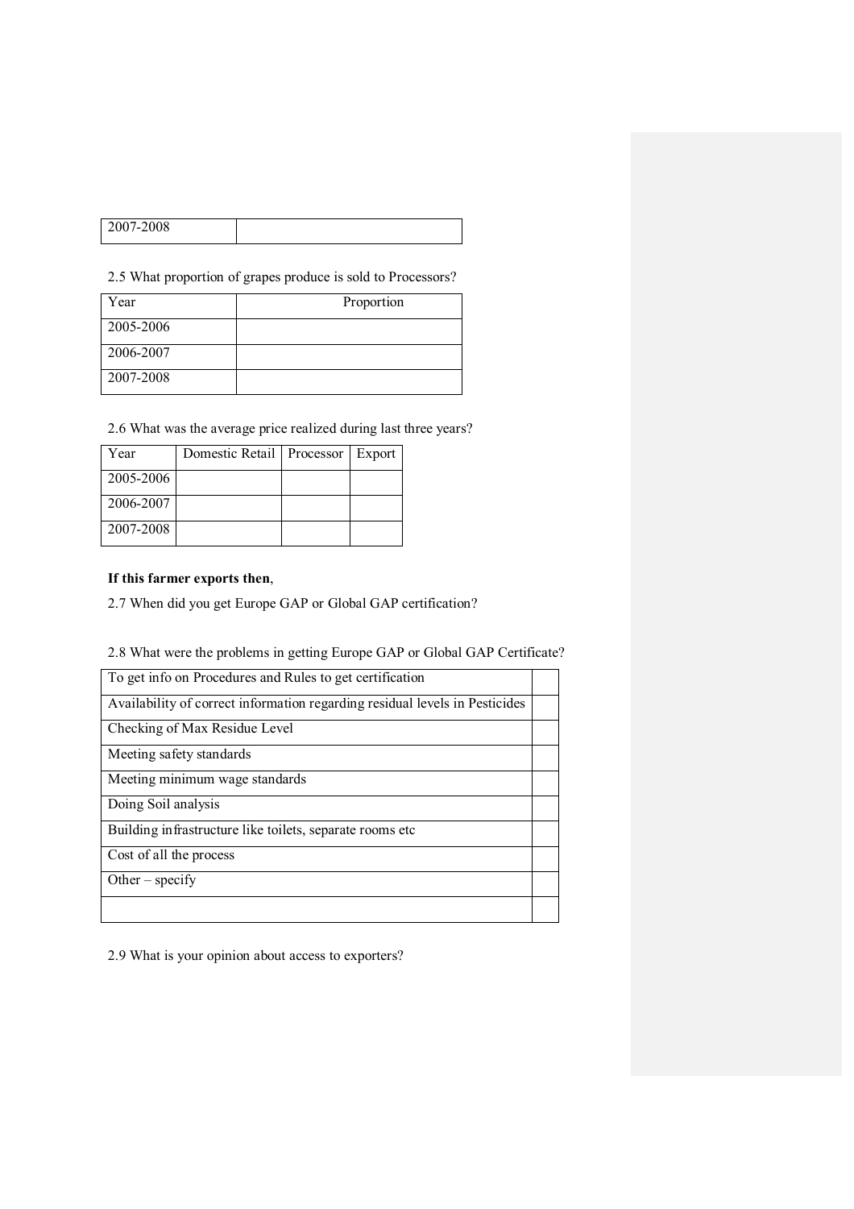| 2007-2008 | |
|---|---|

2.5 What proportion of grapes produce is sold to Processors?

| Year | Proportion |
|---|---|
| 2005-2006 | |
| 2006-2007 | |
| 2007-2008 | |

2.6 What was the average price realized during last three years?

| Year | Domestic Retail | Processor | Export |
|---|---|---|---|
| 2005-2006 | | | |
| 2006-2007 | | | |
| 2007-2008 | | | |

**If this farmer exports then**,

2.7 When did you get Europe GAP or Global GAP certification?

2.8 What were the problems in getting Europe GAP or Global GAP Certificate?

| | |
|---|---|
| To get info on Procedures and Rules to get certification | |
| Availability of correct information regarding residual levels in Pesticides | |
| Checking of Max Residue Level | |
| Meeting safety standards | |
| Meeting minimum wage standards | |
| Doing Soil analysis | |
| Building infrastructure like toilets, separate rooms etc | |
| Cost of all the process | |
| Other – specify | |
| | |

2.9 What is your opinion about access to exporters?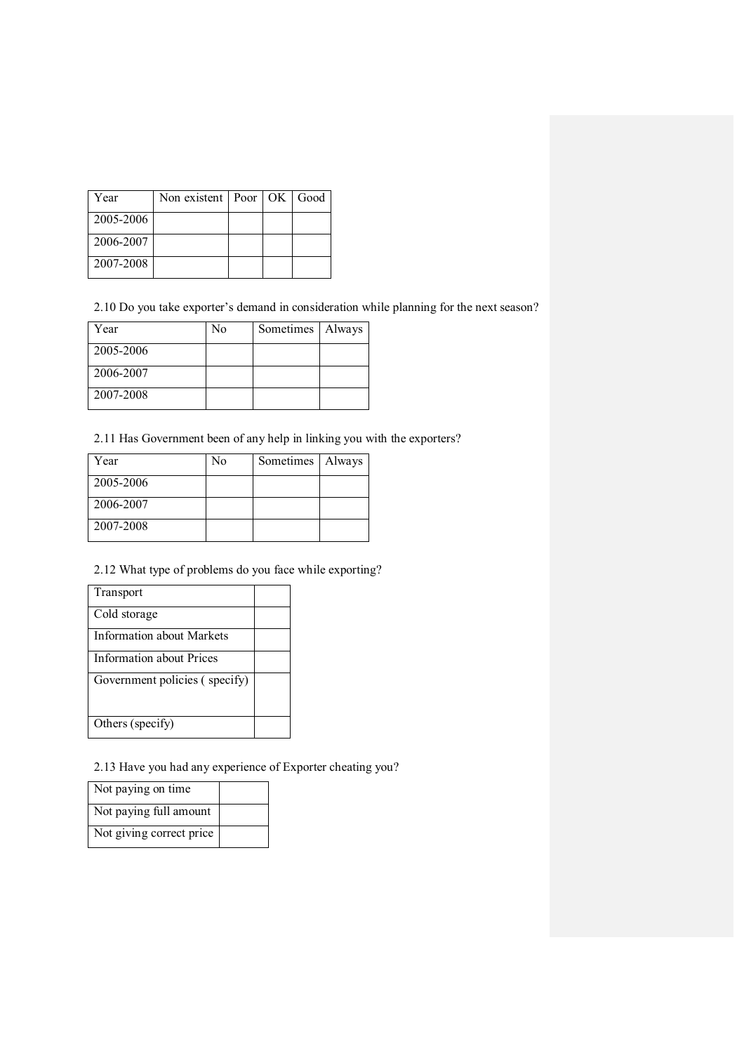| Year | Non existent | Poor | OK | Good |
| --- | --- | --- | --- | --- |
| 2005-2006 | | | | |
| 2006-2007 | | | | |
| 2007-2008 | | | | |

2.10 Do you take exporter's demand in consideration while planning for the next season?

| Year | No | Sometimes | Always |
| --- | --- | --- | --- |
| 2005-2006 | | | |
| 2006-2007 | | | |
| 2007-2008 | | | |

2.11 Has Government been of any help in linking you with the exporters?

| Year | No | Sometimes | Always |
| --- | --- | --- | --- |
| 2005-2006 | | | |
| 2006-2007 | | | |
| 2007-2008 | | | |

2.12 What type of problems do you face while exporting?

| | |
| --- | --- |
| Transport | |
| Cold storage | |
| Information about Markets | |
| Information about Prices | |
| Government policies ( specify) | |
| Others (specify) | |

2.13 Have you had any experience of Exporter cheating you?

| | |
| --- | --- |
| Not paying on time | |
| Not paying full amount | |
| Not giving correct price | |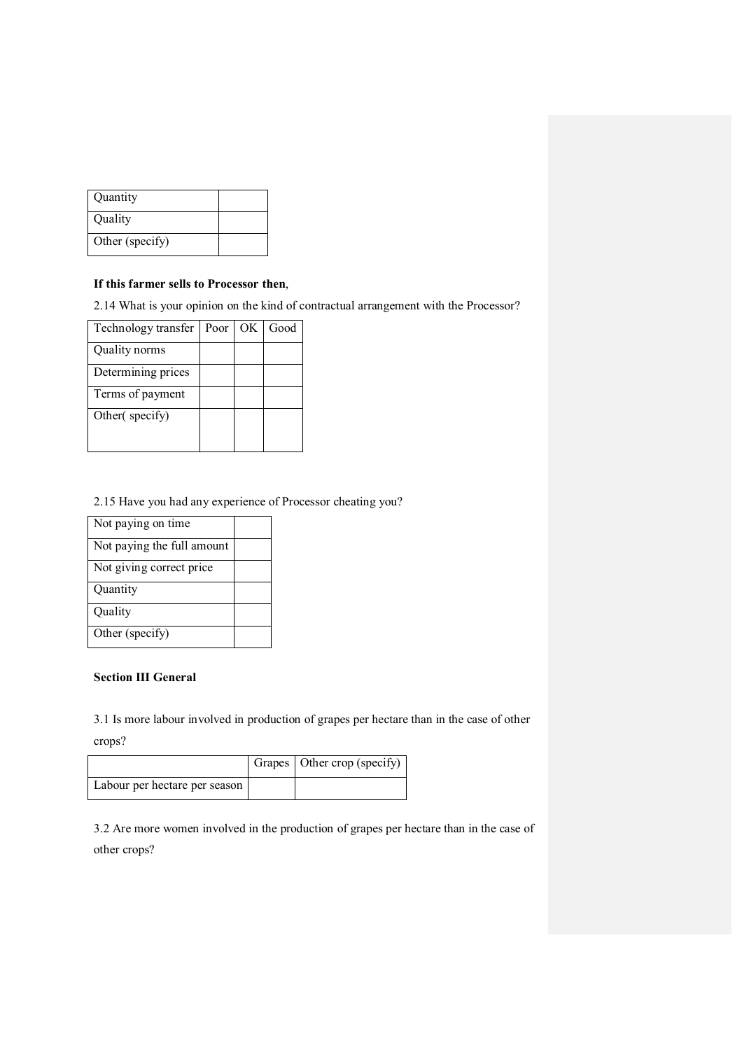| Quantity | |
|---|---|
| Quality | |
| Other (specify) | |

**If this farmer sells to Processor then**,

2.14 What is your opinion on the kind of contractual arrangement with the Processor?

| Technology transfer | Poor | OK | Good |
|---|---|---|---|
| Quality norms | | | |
| Determining prices | | | |
| Terms of payment | | | |
| Other( specify) | | | |

2.15 Have you had any experience of Processor cheating you?

| Not paying on time | |
|---|---|
| Not paying the full amount | |
| Not giving correct price | |
| Quantity | |
| Quality | |
| Other (specify) | |

**Section III General**

3.1 Is more labour involved in production of grapes per hectare than in the case of other crops?

| | Grapes | Other crop (specify) |
|---|---|---|
| Labour per hectare per season | | |

3.2 Are more women involved in the production of grapes per hectare than in the case of other crops?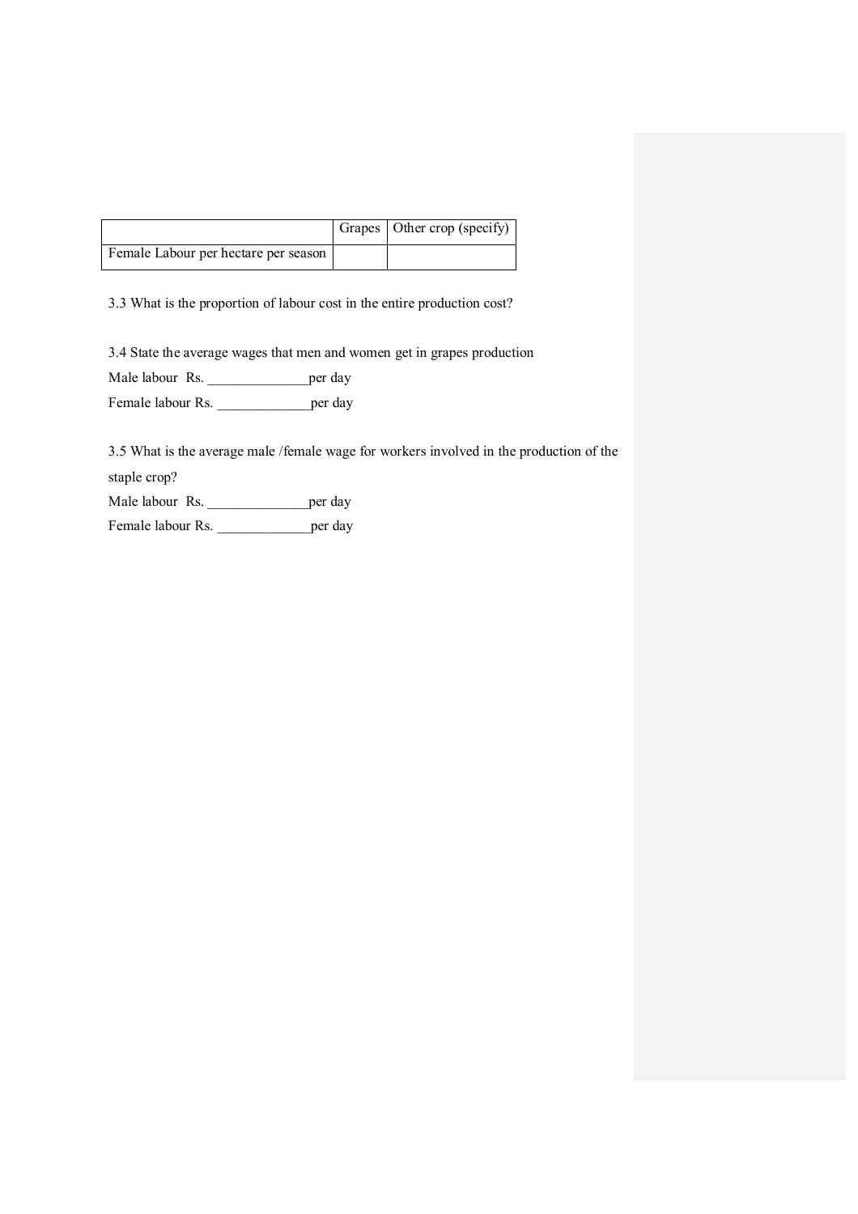| | Grapes | Other crop (specify) |
|---|---|---|
| Female Labour per hectare per season | | |

3.3 What is the proportion of labour cost in the entire production cost?

3.4 State the average wages that men and women get in grapes production

Male labour Rs. ______________per day

Female labour Rs. _____________per day

3.5 What is the average male /female wage for workers involved in the production of the staple crop?

Male labour Rs. ______________per day

Female labour Rs. _____________per day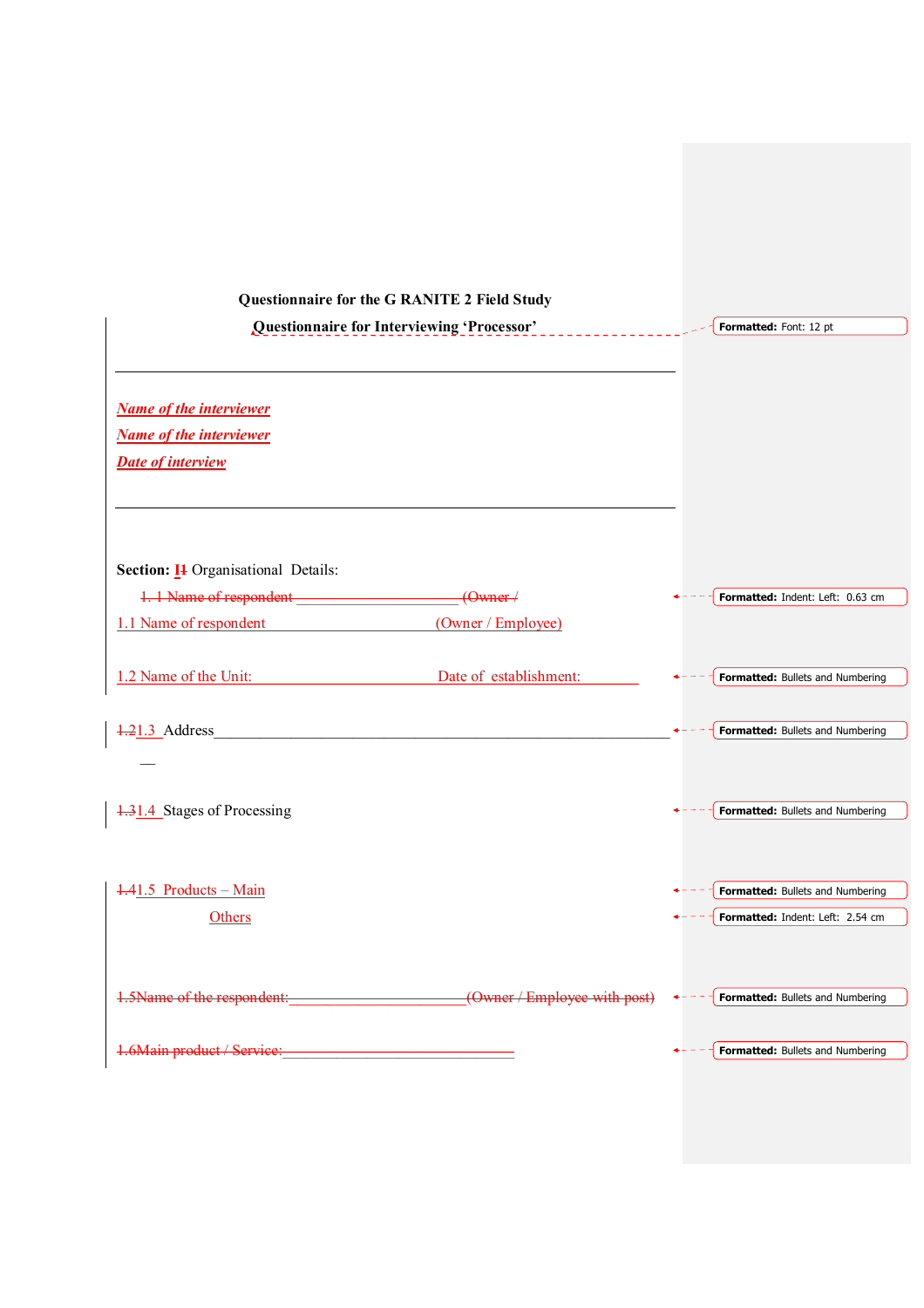**Questionnaire for the G RANITE 2 Field Study**

**Questionnaire for Interviewing 'Processor'**

---

*Name of the interviewer*

*Name of the interviewer*

*Date of interview*

---

**Section: II** Organisational Details:

1. 1 Name of respondent ____________________(Owner /

1.1 Name of respondent (Owner / Employee)

1.2 Name of the Unit: Date of establishment: ________

1.21.3 Address___________________________________________________________

__

1.31.4 Stages of Processing

1.41.5 Products – Main

Others

1.5Name of the respondent:_____________________(Owner / Employee with post)

1.6Main product / Service:_____________________________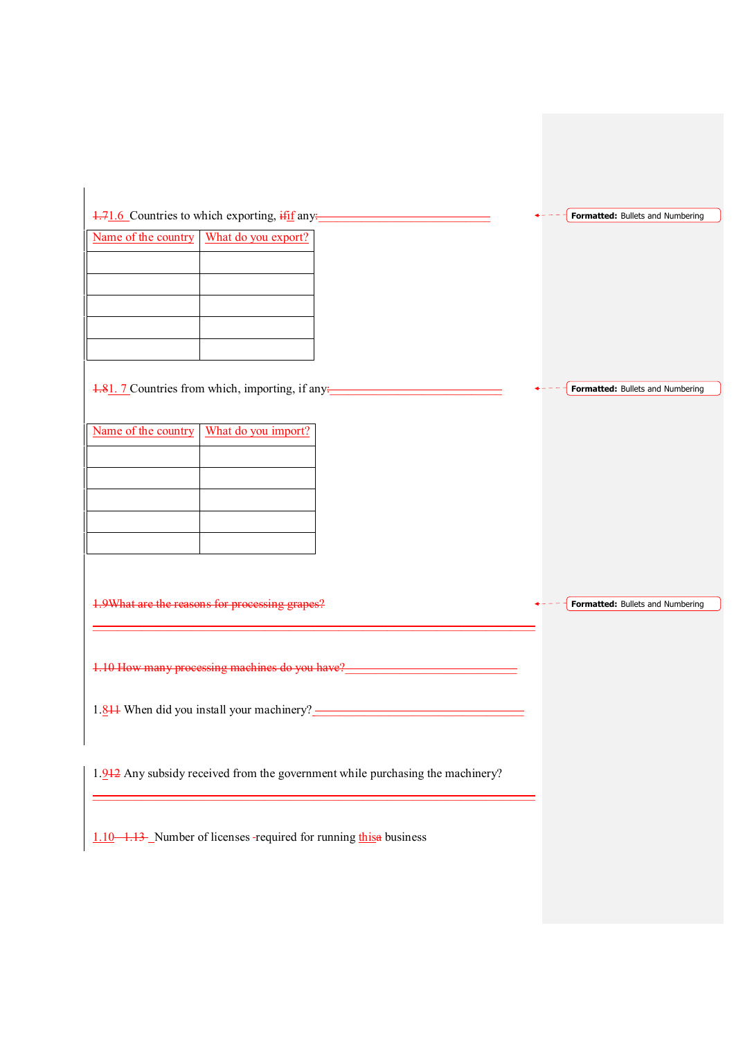1.71.6 Countries to which exporting, ifif any: ______________________

| Name of the country | What do you export? |
|---|---|
| | |
| | |
| | |
| | |
| | |

1.81. 7 Countries from which, importing, if any: ______________________

| Name of the country | What do you import? |
|---|---|
| | |
| | |
| | |
| | |
| | |

1.9What are the reasons for processing grapes?

______________________________________________

1.10 How many processing machines do you have? ______________________

1.811 When did you install your machinery? ______________________

1.912 Any subsidy received from the government while purchasing the machinery?

______________________________________________

1.10 1.13 Number of licenses required for running thisa business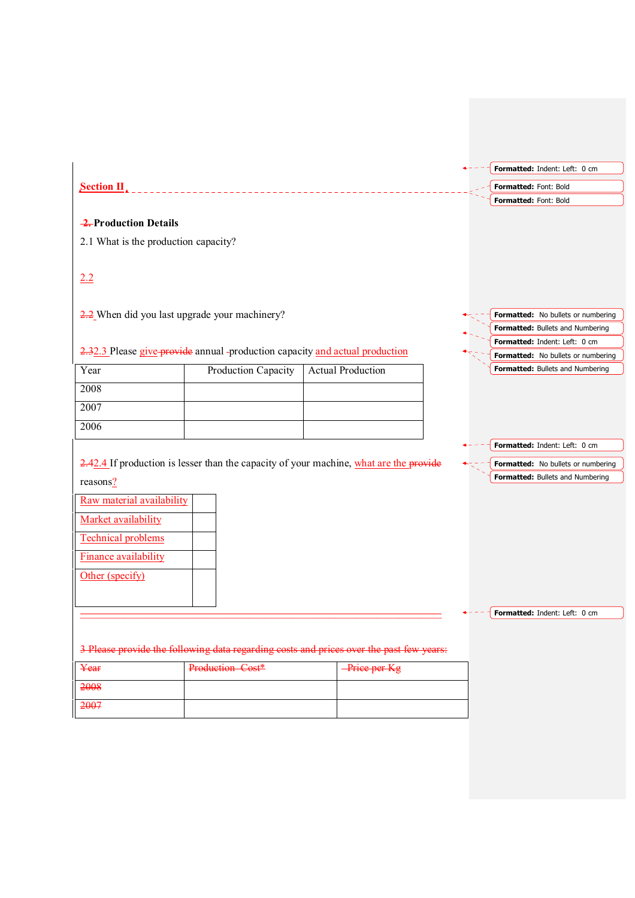**Section II**

**2. Production Details**

2.1 What is the production capacity?

2.2

2.2 When did you last upgrade your machinery?

2.32.3 Please give provide annual production capacity and actual production

| Year | Production Capacity | Actual Production |
|---|---|---|
| 2008 | | |
| 2007 | | |
| 2006 | | |

2.42.4 If production is lesser than the capacity of your machine, what are the provide reasons?

| | |
|---|---|
| Raw material availability | |
| Market availability | |
| Technical problems | |
| Finance availability | |
| Other (specify) | |

3 Please provide the following data regarding costs and prices over the past few years:

| Year | Production Cost* | Price per Kg |
|---|---|---|
| 2008 | | |
| 2007 | | |

Formatted: Indent: Left: 0 cm

Formatted: Font: Bold

Formatted: Font: Bold

Formatted: No bullets or numbering

Formatted: Bullets and Numbering

Formatted: Indent: Left: 0 cm

Formatted: No bullets or numbering

Formatted: Bullets and Numbering

Formatted: Indent: Left: 0 cm

Formatted: No bullets or numbering

Formatted: Bullets and Numbering

Formatted: Indent: Left: 0 cm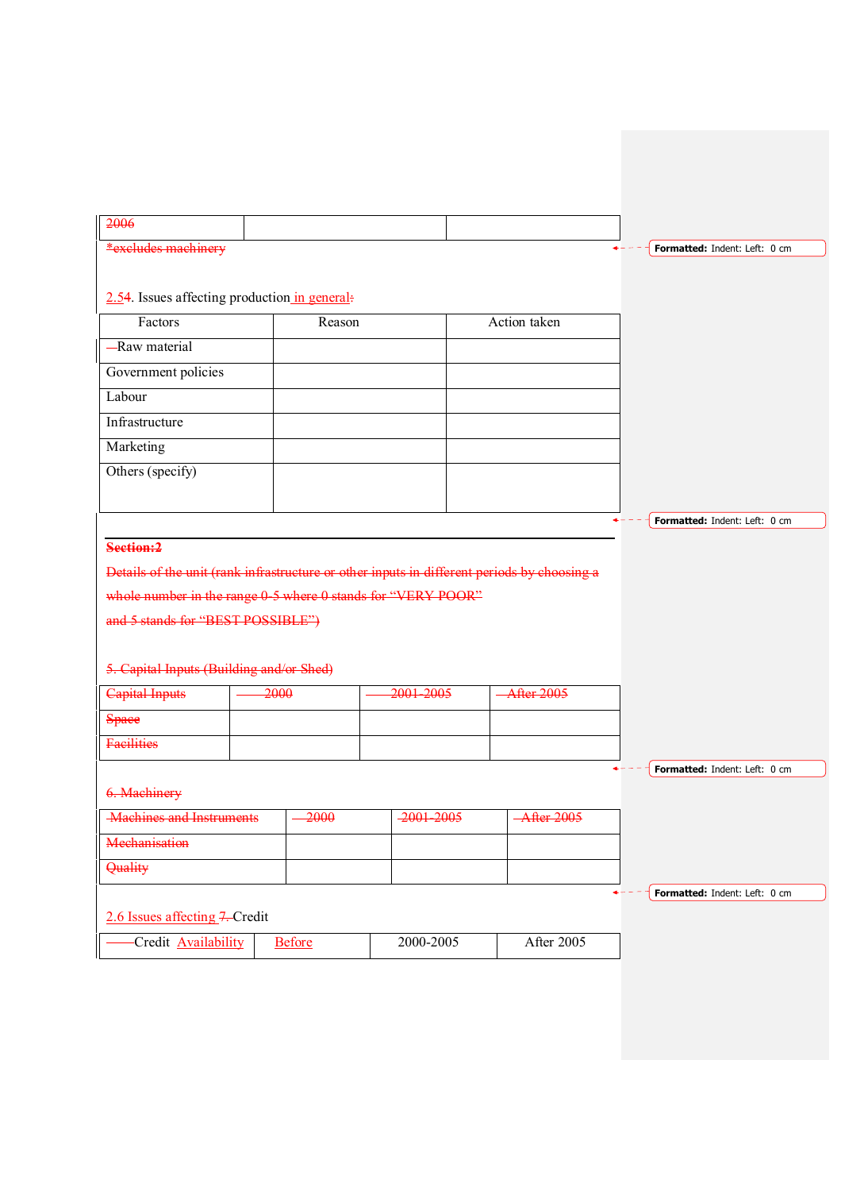| 2006 | | |
|---|---|---|

*excludes machinery

2.54. Issues affecting production in general:

| Factors | Reason | Action taken |
|---|---|---|
| Raw material | | |
| Government policies | | |
| Labour | | |
| Infrastructure | | |
| Marketing | | |
| Others (specify) | | |

---

**Section:2**

Details of the unit (rank infrastructure or other inputs in different periods by choosing a whole number in the range 0-5 where 0 stands for "VERY POOR" and 5 stands for "BEST POSSIBLE")

5. Capital Inputs (Building and/or Shed)

| Capital Inputs | 2000 | 2001-2005 | After 2005 |
|---|---|---|---|
| Space | | | |
| Facilities | | | |

6. Machinery

| Machines and Instruments | 2000 | 2001-2005 | After 2005 |
|---|---|---|---|
| Mechanisation | | | |
| Quality | | | |

2.6 Issues affecting 7. Credit

| Credit Availability | Before | 2000-2005 | After 2005 |
|---|---|---|---|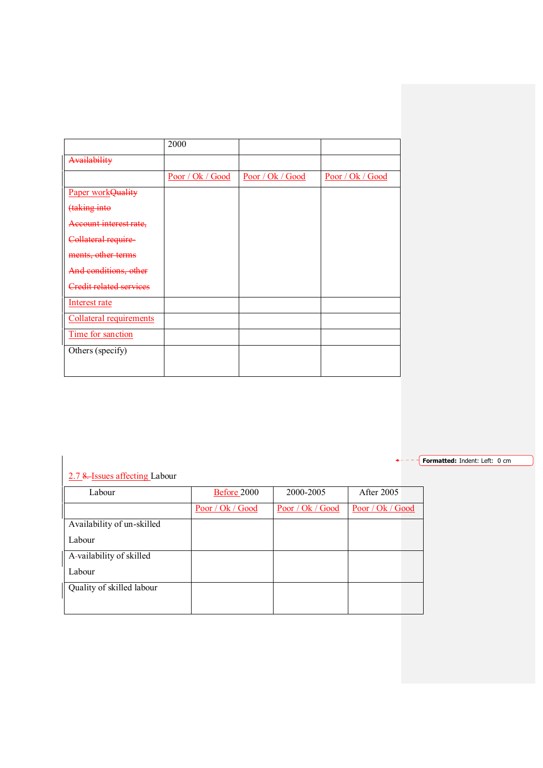| | 2000 | | |
|---|---|---|---|
| Availability | | | |
| | Poor / Ok / Good | Poor / Ok / Good | Poor / Ok / Good |
| Paper workQuality (taking into Account interest rate, Collateral require-ments, other terms And conditions, other Credit related services | | | |
| Interest rate | | | |
| Collateral requirements | | | |
| Time for sanction | | | |
| Others (specify) | | | |

2.7 8. Issues affecting Labour

| Labour | Before 2000 | 2000-2005 | After 2005 |
|---|---|---|---|
| | Poor / Ok / Good | Poor / Ok / Good | Poor / Ok / Good |
| Availability of un-skilled Labour | | | |
| A-vailability of skilled Labour | | | |
| Quality of skilled labour | | | |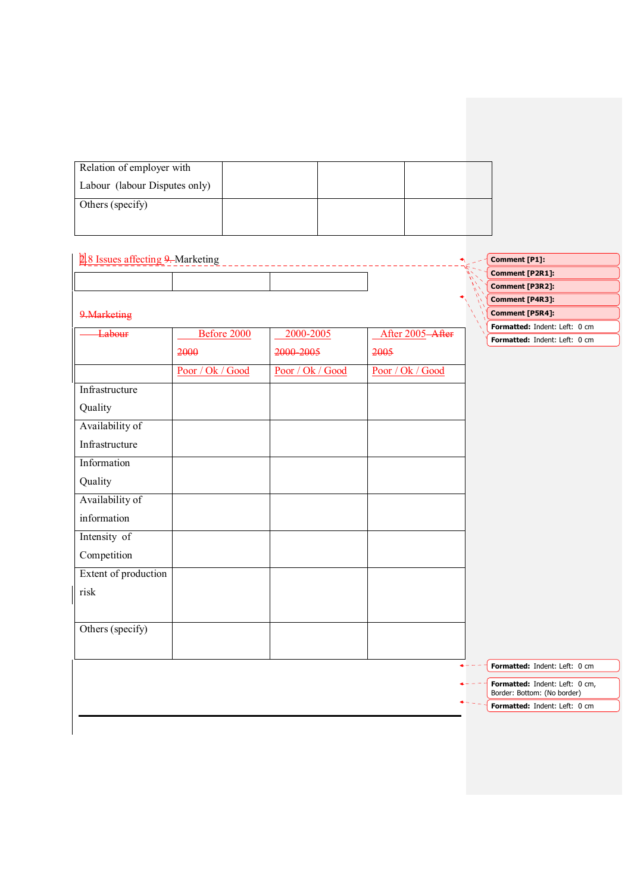| Relation of employer with Labour (labour Disputes only) | | | |
|---|---|---|---|
| Others (specify) | | | |

## 2.8 Issues affecting 9. Marketing

| | Before 2000 | 2000-2005 | After 2005 |
|---|---|---|---|
| | Poor / Ok / Good | Poor / Ok / Good | Poor / Ok / Good |
| Infrastructure Quality | | | |
| Availability of Infrastructure | | | |
| Information Quality | | | |
| Availability of information | | | |
| Intensity of Competition | | | |
| Extent of production risk | | | |
| Others (specify) | | | |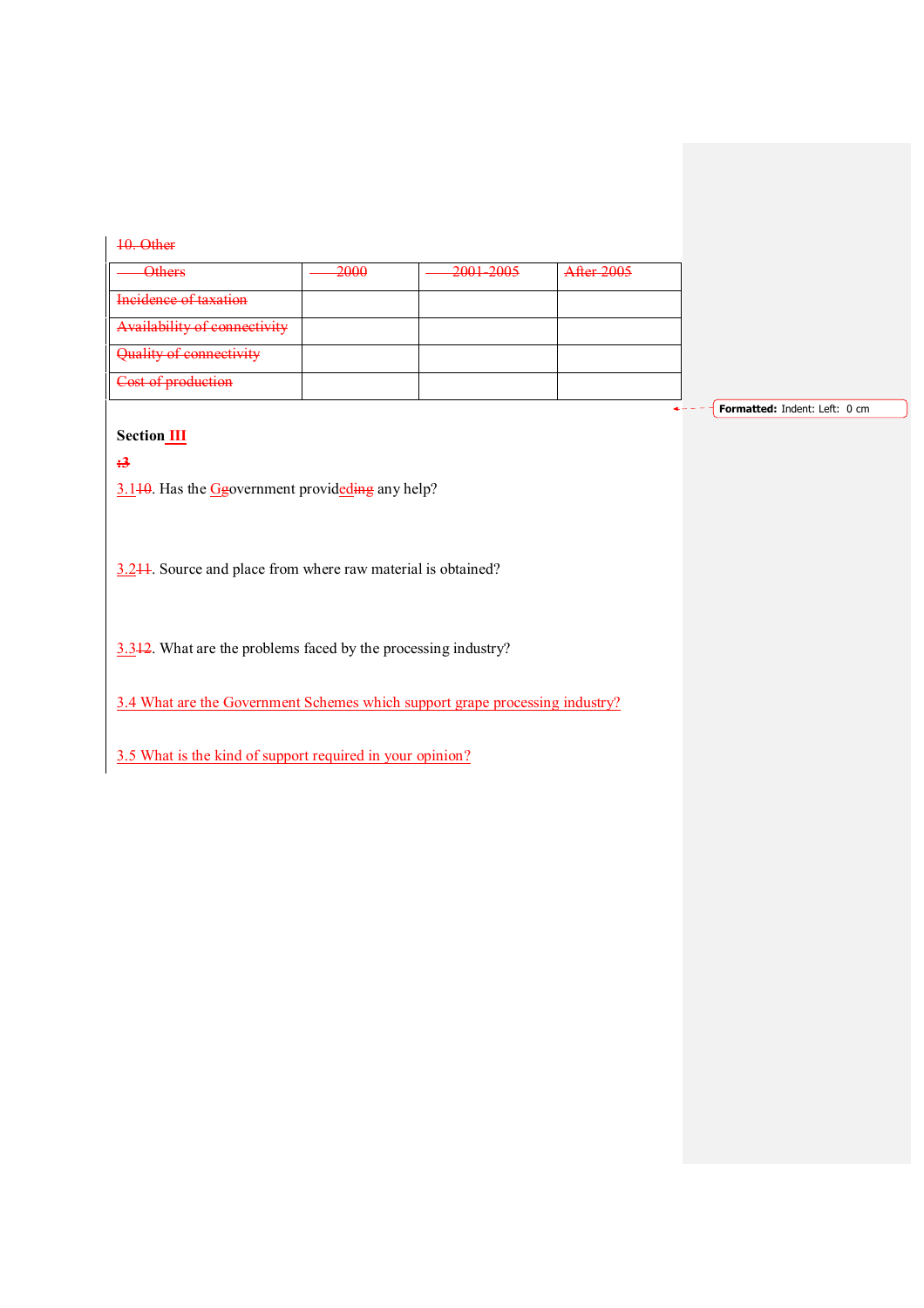10. Other

| Others | 2000 | 2001-2005 | After 2005 |
|---|---|---|---|
| Incidence of taxation | | | |
| Availability of connectivity | | | |
| Quality of connectivity | | | |
| Cost of production | | | |

Formatted: Indent: Left: 0 cm

**Section III**

**:3**

3.110. Has the Ggovernment provideding any help?

3.211. Source and place from where raw material is obtained?

3.312. What are the problems faced by the processing industry?

3.4 What are the Government Schemes which support grape processing industry?

3.5 What is the kind of support required in your opinion?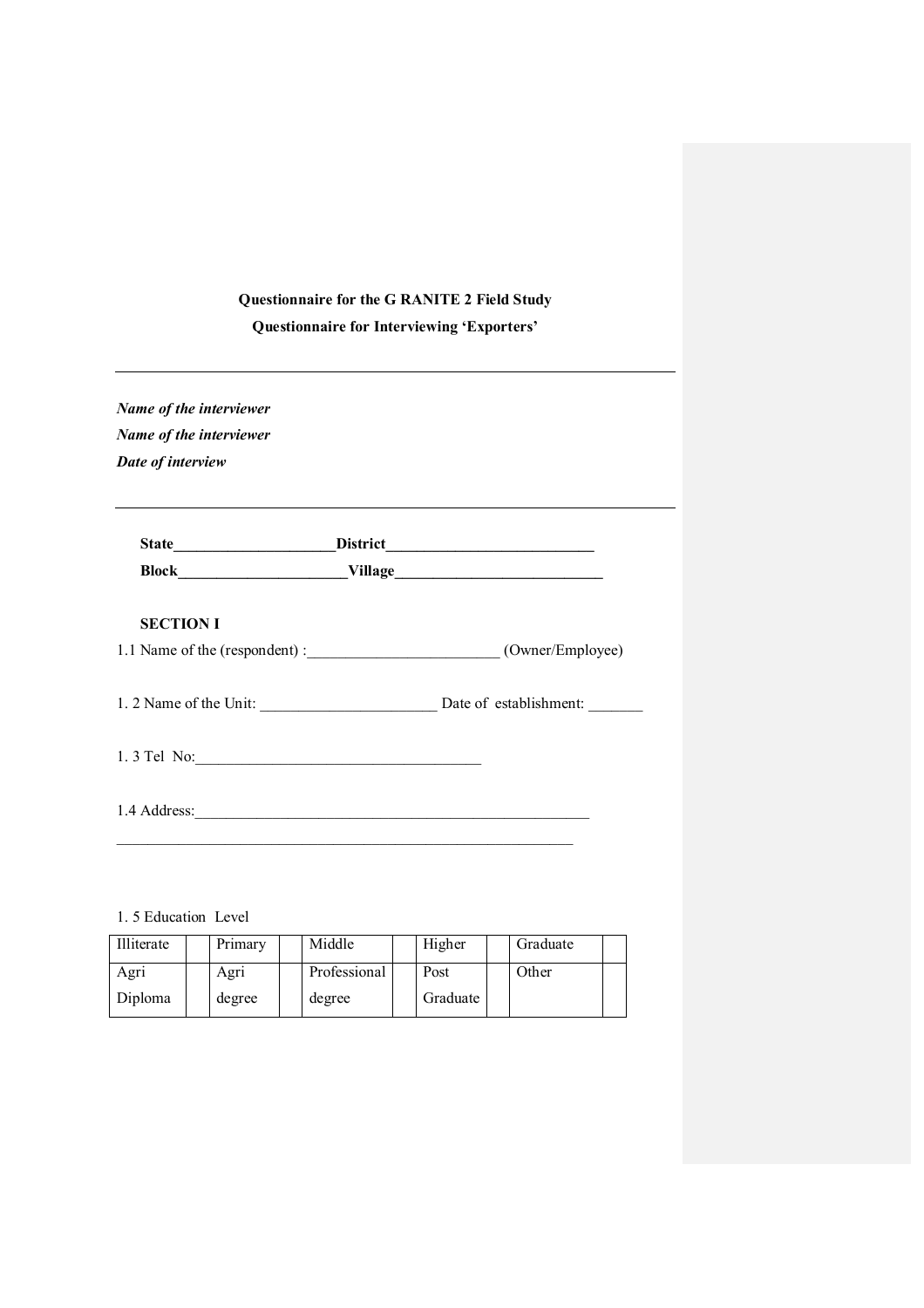**Questionnaire for the G RANITE 2 Field Study**

**Questionnaire for Interviewing 'Exporters'**

---

***Name of the interviewer***

***Name of the interviewer***

***Date of interview***

---

**State\_\_\_\_\_\_\_\_\_\_\_\_\_\_\_\_\_\_\_\_District\_\_\_\_\_\_\_\_\_\_\_\_\_\_\_\_\_\_\_\_\_\_\_\_\_\_**

**Block\_\_\_\_\_\_\_\_\_\_\_\_\_\_\_\_\_\_\_\_\_\_Village\_\_\_\_\_\_\_\_\_\_\_\_\_\_\_\_\_\_\_\_\_\_\_\_\_\_\_**

**SECTION I**

1.1 Name of the (respondent) :\_\_\_\_\_\_\_\_\_\_\_\_\_\_\_\_\_\_\_\_\_\_\_\_\_ (Owner/Employee)

1. 2 Name of the Unit: \_\_\_\_\_\_\_\_\_\_\_\_\_\_\_\_\_\_\_\_\_\_\_ Date of establishment: \_\_\_\_\_\_\_

1. 3 Tel No:\_\_\_\_\_\_\_\_\_\_\_\_\_\_\_\_\_\_\_\_\_\_\_\_\_\_\_\_\_\_\_\_\_\_\_\_\_\_

1.4 Address:\_\_\_\_\_\_\_\_\_\_\_\_\_\_\_\_\_\_\_\_\_\_\_\_\_\_\_\_\_\_\_\_\_\_\_\_\_\_\_\_\_\_\_\_\_\_\_\_\_\_\_\_

\_\_\_\_\_\_\_\_\_\_\_\_\_\_\_\_\_\_\_\_\_\_\_\_\_\_\_\_\_\_\_\_\_\_\_\_\_\_\_\_\_\_\_\_\_\_\_\_\_\_\_\_\_\_\_\_\_\_\_\_\_

1. 5 Education Level

| Illiterate | | Primary | | Middle | | Higher | | Graduate | |
|---|---|---|---|---|---|---|---|---|---|
| Agri Diploma | | Agri degree | | Professional degree | | Post Graduate | | Other | |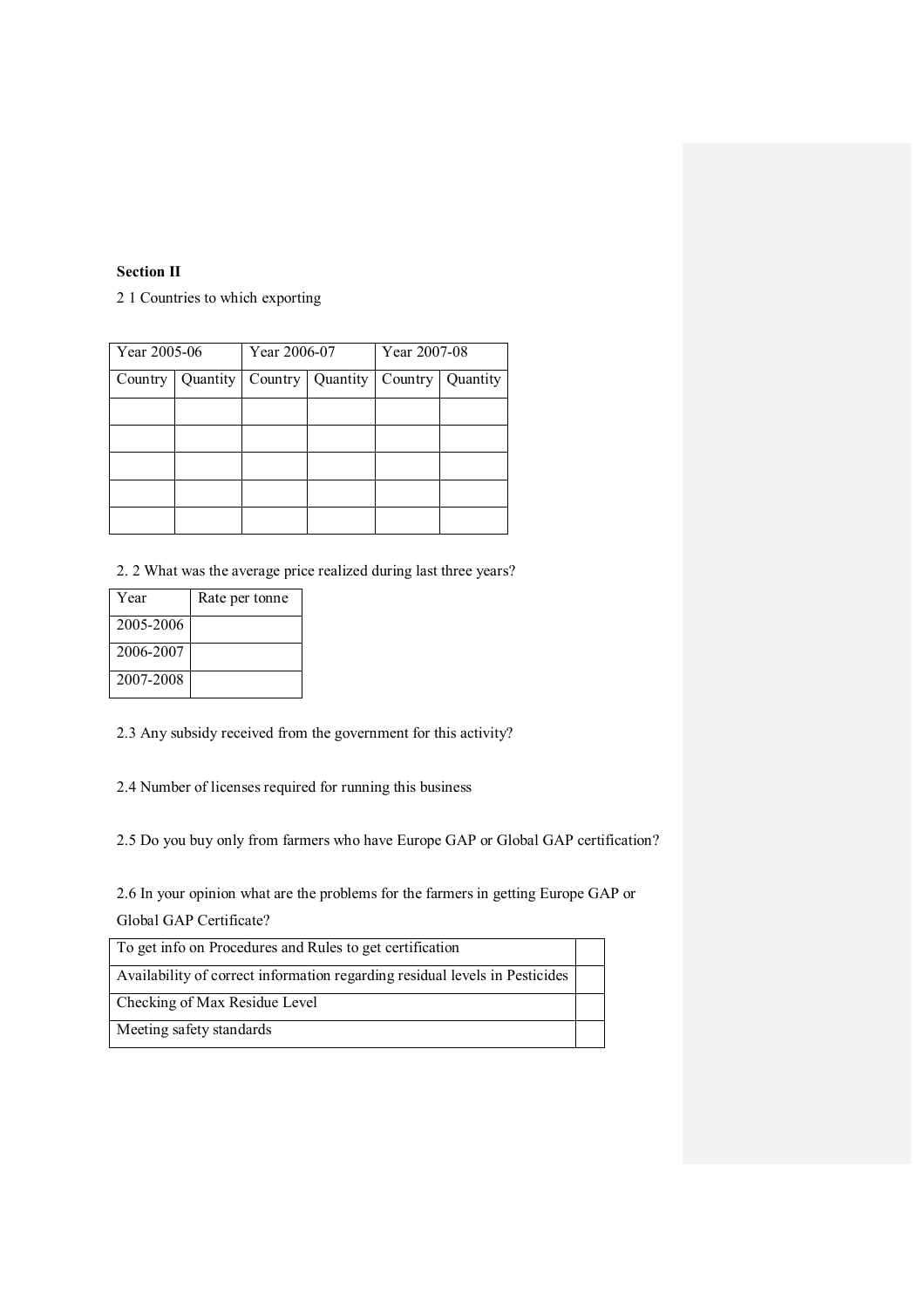**Section II**

2 1 Countries to which exporting

| Year 2005-06 | | Year 2006-07 | | Year 2007-08 | |
|---|---|---|---|---|---|
| Country | Quantity | Country | Quantity | Country | Quantity |
| | | | | | |
| | | | | | |
| | | | | | |
| | | | | | |
| | | | | | |

2. 2 What was the average price realized during last three years?

| Year | Rate per tonne |
|---|---|
| 2005-2006 | |
| 2006-2007 | |
| 2007-2008 | |

2.3 Any subsidy received from the government for this activity?

2.4 Number of licenses required for running this business

2.5 Do you buy only from farmers who have Europe GAP or Global GAP certification?

2.6 In your opinion what are the problems for the farmers in getting Europe GAP or Global GAP Certificate?

| | |
|---|---|
| To get info on Procedures and Rules to get certification | |
| Availability of correct information regarding residual levels in Pesticides | |
| Checking of Max Residue Level | |
| Meeting safety standards | |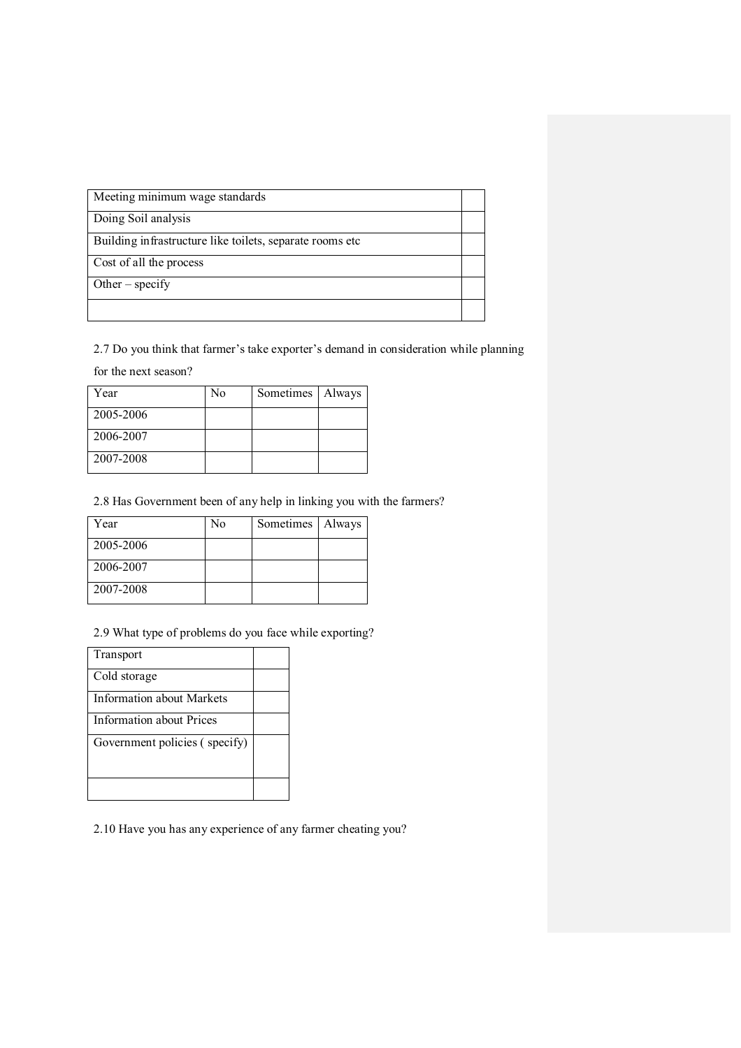| Meeting minimum wage standards | |
|---|---|
| Doing Soil analysis | |
| Building infrastructure like toilets, separate rooms etc | |
| Cost of all the process | |
| Other – specify | |
| | |

2.7 Do you think that farmer's take exporter's demand in consideration while planning for the next season?

| Year | No | Sometimes | Always |
|---|---|---|---|
| 2005-2006 | | | |
| 2006-2007 | | | |
| 2007-2008 | | | |

2.8 Has Government been of any help in linking you with the farmers?

| Year | No | Sometimes | Always |
|---|---|---|---|
| 2005-2006 | | | |
| 2006-2007 | | | |
| 2007-2008 | | | |

2.9 What type of problems do you face while exporting?

| Transport | |
|---|---|
| Cold storage | |
| Information about Markets | |
| Information about Prices | |
| Government policies ( specify) | |
| | |

2.10 Have you has any experience of any farmer cheating you?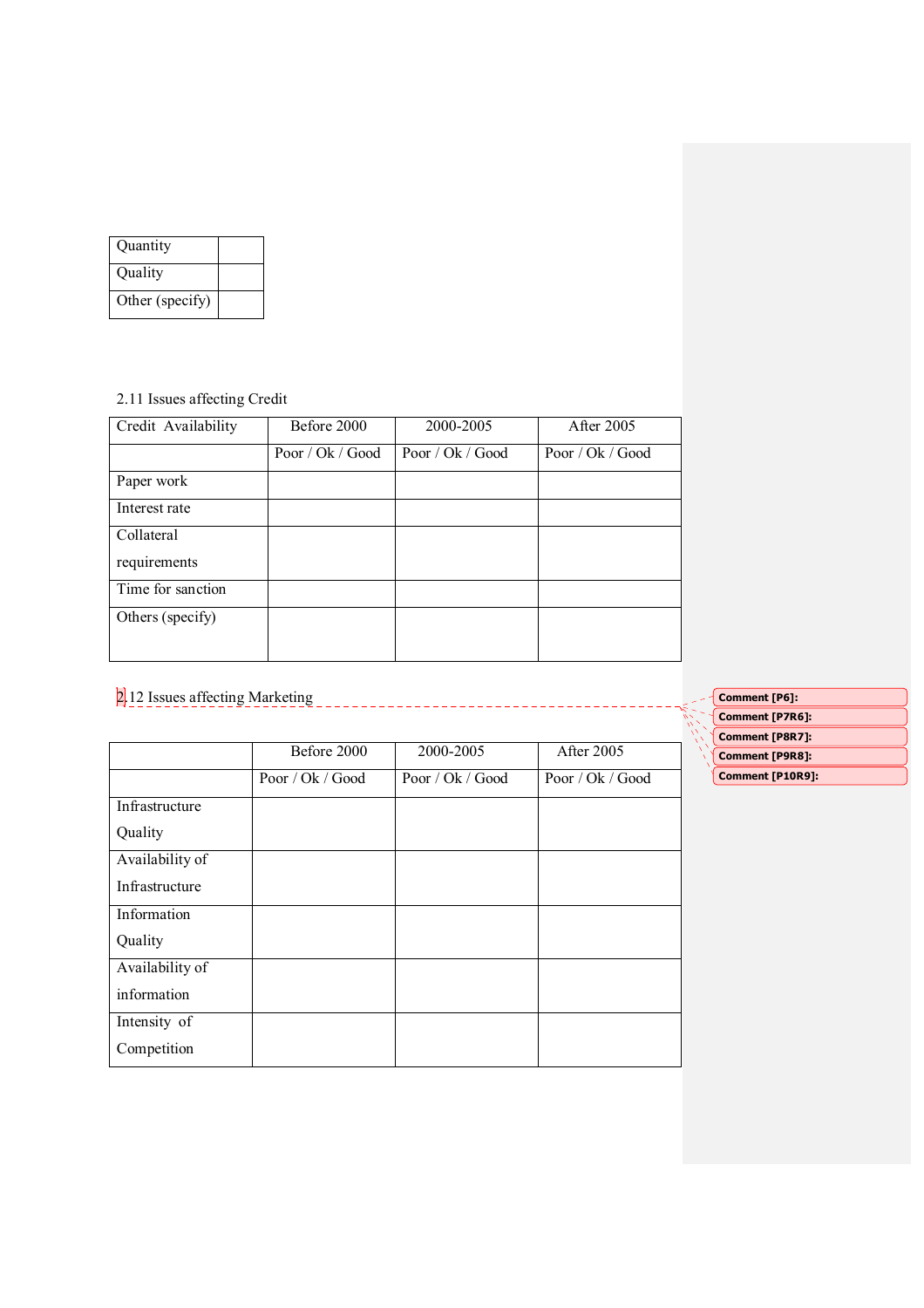| Quantity | |
|---|---|
| Quality | |
| Other (specify) | |

2.11 Issues affecting Credit

| Credit Availability | Before 2000 | 2000-2005 | After 2005 |
|---|---|---|---|
| | Poor / Ok / Good | Poor / Ok / Good | Poor / Ok / Good |
| Paper work | | | |
| Interest rate | | | |
| Collateral requirements | | | |
| Time for sanction | | | |
| Others (specify) | | | |

2.12 Issues affecting Marketing

| | Before 2000 | 2000-2005 | After 2005 |
|---|---|---|---|
| | Poor / Ok / Good | Poor / Ok / Good | Poor / Ok / Good |
| Infrastructure Quality | | | |
| Availability of Infrastructure | | | |
| Information Quality | | | |
| Availability of information | | | |
| Intensity of Competition | | | |

Comment [P6]:

Comment [P7R6]:

Comment [P8R7]:

Comment [P9R8]:

Comment [P10R9]: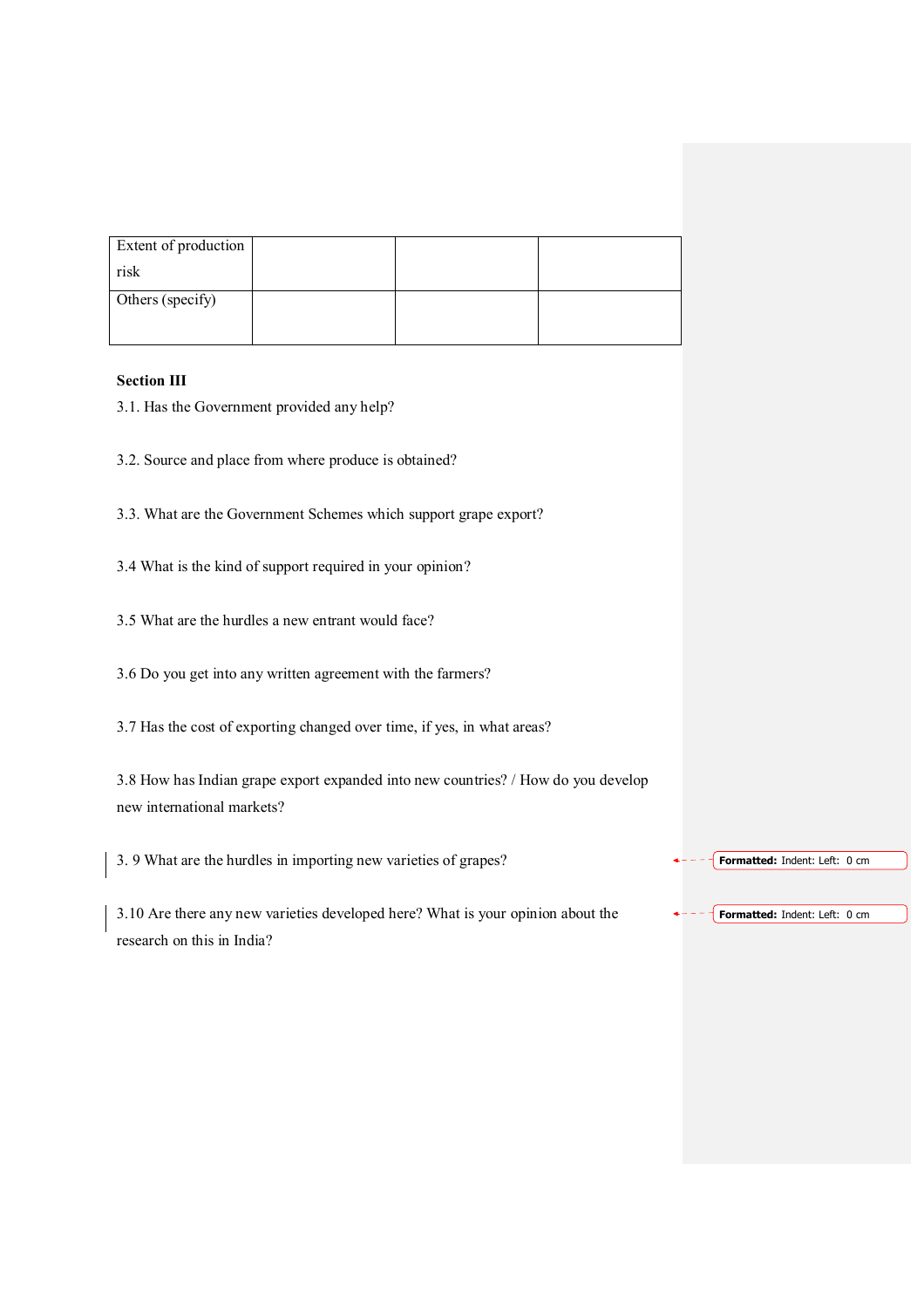| Extent of production risk | | | |
| --- | --- | --- | --- |
| Others (specify) | | | |

**Section III**

3.1. Has the Government provided any help?

3.2. Source and place from where produce is obtained?

3.3. What are the Government Schemes which support grape export?

3.4 What is the kind of support required in your opinion?

3.5 What are the hurdles a new entrant would face?

3.6 Do you get into any written agreement with the farmers?

3.7 Has the cost of exporting changed over time, if yes, in what areas?

3.8 How has Indian grape export expanded into new countries? / How do you develop new international markets?

3. 9 What are the hurdles in importing new varieties of grapes?

3.10 Are there any new varieties developed here? What is your opinion about the research on this in India?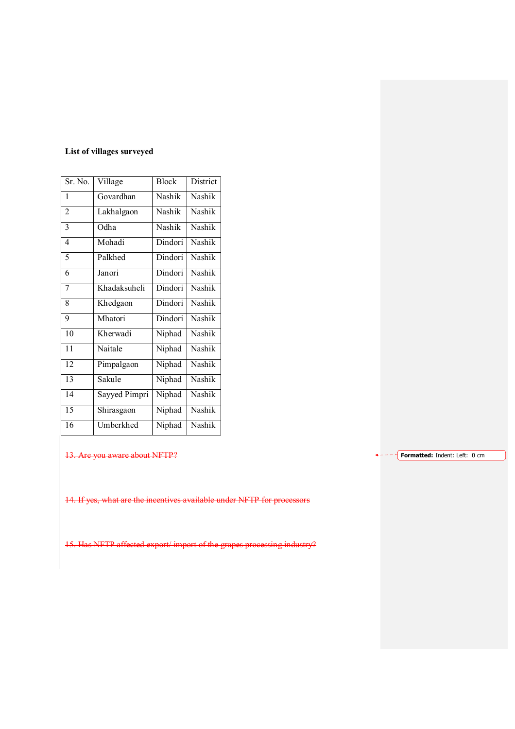**List of villages surveyed**

| Sr. No. | Village | Block | District |
|---|---|---|---|
| 1 | Govardhan | Nashik | Nashik |
| 2 | Lakhalgaon | Nashik | Nashik |
| 3 | Odha | Nashik | Nashik |
| 4 | Mohadi | Dindori | Nashik |
| 5 | Palkhed | Dindori | Nashik |
| 6 | Janori | Dindori | Nashik |
| 7 | Khadaksuheli | Dindori | Nashik |
| 8 | Khedgaon | Dindori | Nashik |
| 9 | Mhatori | Dindori | Nashik |
| 10 | Kherwadi | Niphad | Nashik |
| 11 | Naitale | Niphad | Nashik |
| 12 | Pimpalgaon | Niphad | Nashik |
| 13 | Sakule | Niphad | Nashik |
| 14 | Sayyed Pimpri | Niphad | Nashik |
| 15 | Shirasgaon | Niphad | Nashik |
| 16 | Umberkhed | Niphad | Nashik |

~~13. Are you aware about NFTP?~~

~~14. If yes, what are the incentives available under NFTP for processors~~

~~15. Has NFTP affected export/ import of the grapes processing industry?~~